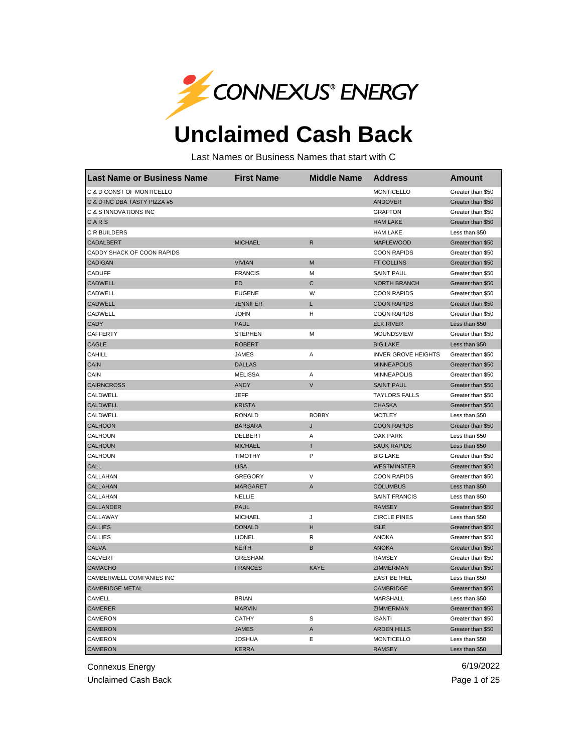CONNEXUS® ENERGY

# Unclaimed Cash Back

Last Names or Business Names that start with C

| Last Name or Business Name | First Name | Middle Name | Address | Amount |
|---|---|---|---|---|
| C & D CONST OF MONTICELLO | | | MONTICELLO | Greater than $50 |
| C & D INC DBA TASTY PIZZA #5 | | | ANDOVER | Greater than $50 |
| C & S INNOVATIONS INC | | | GRAFTON | Greater than $50 |
| C A R S | | | HAM LAKE | Greater than $50 |
| C R BUILDERS | | | HAM LAKE | Less than $50 |
| CADALBERT | MICHAEL | R | MAPLEWOOD | Greater than $50 |
| CADDY SHACK OF COON RAPIDS | | | COON RAPIDS | Greater than $50 |
| CADIGAN | VIVIAN | M | FT COLLINS | Greater than $50 |
| CADUFF | FRANCIS | M | SAINT PAUL | Greater than $50 |
| CADWELL | ED | C | NORTH BRANCH | Greater than $50 |
| CADWELL | EUGENE | W | COON RAPIDS | Greater than $50 |
| CADWELL | JENNIFER | L | COON RAPIDS | Greater than $50 |
| CADWELL | JOHN | H | COON RAPIDS | Greater than $50 |
| CADY | PAUL | | ELK RIVER | Less than $50 |
| CAFFERTY | STEPHEN | M | MOUNDSVIEW | Greater than $50 |
| CAGLE | ROBERT | | BIG LAKE | Less than $50 |
| CAHILL | JAMES | A | INVER GROVE HEIGHTS | Greater than $50 |
| CAIN | DALLAS | | MINNEAPOLIS | Greater than $50 |
| CAIN | MELISSA | A | MINNEAPOLIS | Greater than $50 |
| CAIRNCROSS | ANDY | V | SAINT PAUL | Greater than $50 |
| CALDWELL | JEFF | | TAYLORS FALLS | Greater than $50 |
| CALDWELL | KRISTA | | CHASKA | Greater than $50 |
| CALDWELL | RONALD | BOBBY | MOTLEY | Less than $50 |
| CALHOON | BARBARA | J | COON RAPIDS | Greater than $50 |
| CALHOUN | DELBERT | A | OAK PARK | Less than $50 |
| CALHOUN | MICHAEL | T | SAUK RAPIDS | Less than $50 |
| CALHOUN | TIMOTHY | P | BIG LAKE | Greater than $50 |
| CALL | LISA | | WESTMINSTER | Greater than $50 |
| CALLAHAN | GREGORY | V | COON RAPIDS | Greater than $50 |
| CALLAHAN | MARGARET | A | COLUMBUS | Less than $50 |
| CALLAHAN | NELLIE | | SAINT FRANCIS | Less than $50 |
| CALLANDER | PAUL | | RAMSEY | Greater than $50 |
| CALLAWAY | MICHAEL | J | CIRCLE PINES | Less than $50 |
| CALLIES | DONALD | H | ISLE | Greater than $50 |
| CALLIES | LIONEL | R | ANOKA | Greater than $50 |
| CALVA | KEITH | B | ANOKA | Greater than $50 |
| CALVERT | GRESHAM | | RAMSEY | Greater than $50 |
| CAMACHO | FRANCES | KAYE | ZIMMERMAN | Greater than $50 |
| CAMBERWELL COMPANIES INC | | | EAST BETHEL | Less than $50 |
| CAMBRIDGE METAL | | | CAMBRIDGE | Greater than $50 |
| CAMELL | BRIAN | | MARSHALL | Less than $50 |
| CAMERER | MARVIN | | ZIMMERMAN | Greater than $50 |
| CAMERON | CATHY | S | ISANTI | Greater than $50 |
| CAMERON | JAMES | A | ARDEN HILLS | Greater than $50 |
| CAMERON | JOSHUA | E | MONTICELLO | Less than $50 |
| CAMERON | KERRA | | RAMSEY | Less than $50 |

Connexus Energy
Unclaimed Cash Back

6/19/2022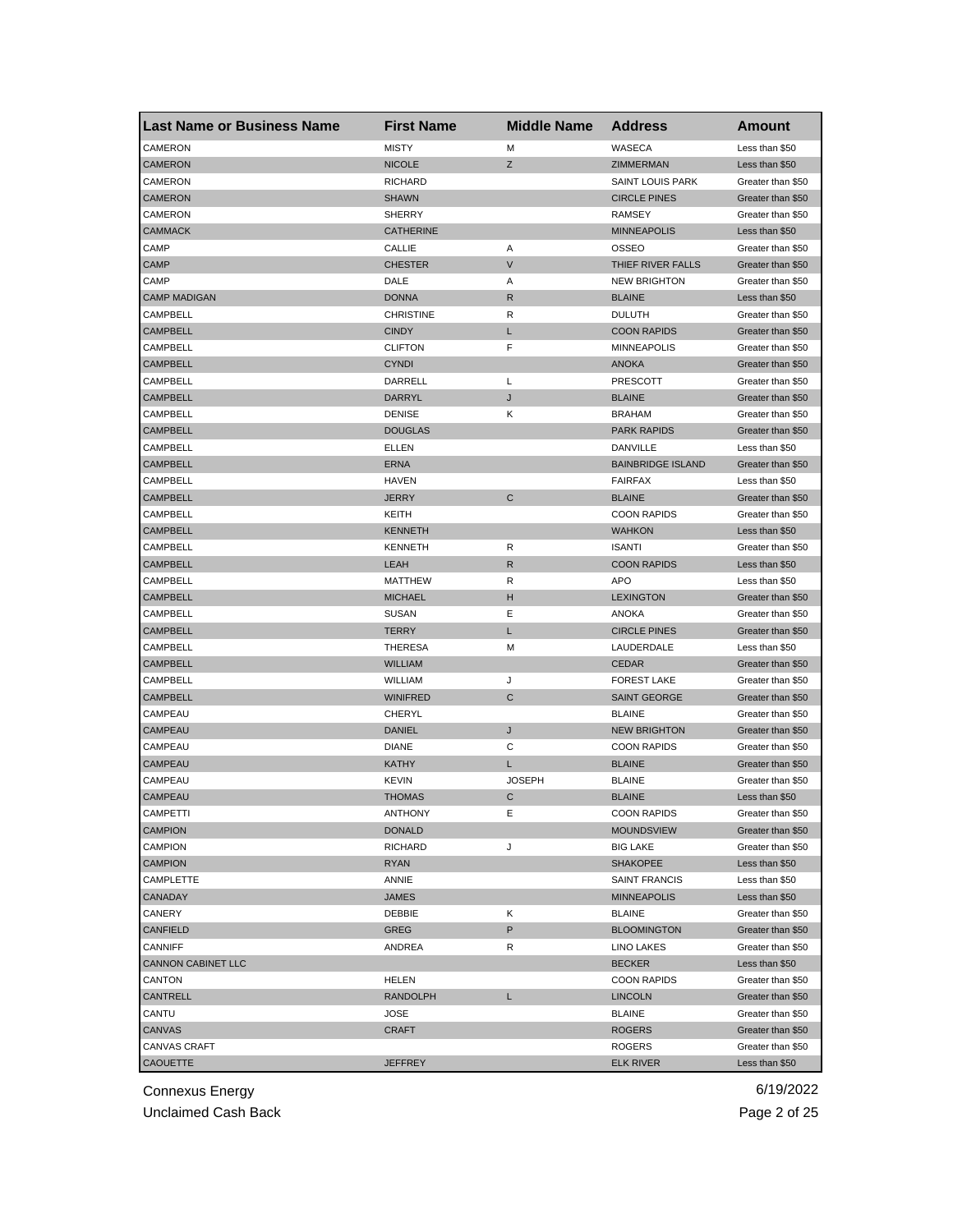| Last Name or Business Name | First Name | Middle Name | Address | Amount |
|---|---|---|---|---|
| CAMERON | MISTY | M | WASECA | Less than $50 |
| CAMERON | NICOLE | Z | ZIMMERMAN | Less than $50 |
| CAMERON | RICHARD | | SAINT LOUIS PARK | Greater than $50 |
| CAMERON | SHAWN | | CIRCLE PINES | Greater than $50 |
| CAMERON | SHERRY | | RAMSEY | Greater than $50 |
| CAMMACK | CATHERINE | | MINNEAPOLIS | Less than $50 |
| CAMP | CALLIE | A | OSSEO | Greater than $50 |
| CAMP | CHESTER | V | THIEF RIVER FALLS | Greater than $50 |
| CAMP | DALE | A | NEW BRIGHTON | Greater than $50 |
| CAMP MADIGAN | DONNA | R | BLAINE | Less than $50 |
| CAMPBELL | CHRISTINE | R | DULUTH | Greater than $50 |
| CAMPBELL | CINDY | L | COON RAPIDS | Greater than $50 |
| CAMPBELL | CLIFTON | F | MINNEAPOLIS | Greater than $50 |
| CAMPBELL | CYNDI | | ANOKA | Greater than $50 |
| CAMPBELL | DARRELL | L | PRESCOTT | Greater than $50 |
| CAMPBELL | DARRYL | J | BLAINE | Greater than $50 |
| CAMPBELL | DENISE | K | BRAHAM | Greater than $50 |
| CAMPBELL | DOUGLAS | | PARK RAPIDS | Greater than $50 |
| CAMPBELL | ELLEN | | DANVILLE | Less than $50 |
| CAMPBELL | ERNA | | BAINBRIDGE ISLAND | Greater than $50 |
| CAMPBELL | HAVEN | | FAIRFAX | Less than $50 |
| CAMPBELL | JERRY | C | BLAINE | Greater than $50 |
| CAMPBELL | KEITH | | COON RAPIDS | Greater than $50 |
| CAMPBELL | KENNETH | | WAHKON | Less than $50 |
| CAMPBELL | KENNETH | R | ISANTI | Greater than $50 |
| CAMPBELL | LEAH | R | COON RAPIDS | Less than $50 |
| CAMPBELL | MATTHEW | R | APO | Less than $50 |
| CAMPBELL | MICHAEL | H | LEXINGTON | Greater than $50 |
| CAMPBELL | SUSAN | E | ANOKA | Greater than $50 |
| CAMPBELL | TERRY | L | CIRCLE PINES | Greater than $50 |
| CAMPBELL | THERESA | M | LAUDERDALE | Less than $50 |
| CAMPBELL | WILLIAM | | CEDAR | Greater than $50 |
| CAMPBELL | WILLIAM | J | FOREST LAKE | Greater than $50 |
| CAMPBELL | WINIFRED | C | SAINT GEORGE | Greater than $50 |
| CAMPEAU | CHERYL | | BLAINE | Greater than $50 |
| CAMPEAU | DANIEL | J | NEW BRIGHTON | Greater than $50 |
| CAMPEAU | DIANE | C | COON RAPIDS | Greater than $50 |
| CAMPEAU | KATHY | L | BLAINE | Greater than $50 |
| CAMPEAU | KEVIN | JOSEPH | BLAINE | Greater than $50 |
| CAMPEAU | THOMAS | C | BLAINE | Less than $50 |
| CAMPETTI | ANTHONY | E | COON RAPIDS | Greater than $50 |
| CAMPION | DONALD | | MOUNDSVIEW | Greater than $50 |
| CAMPION | RICHARD | J | BIG LAKE | Greater than $50 |
| CAMPION | RYAN | | SHAKOPEE | Less than $50 |
| CAMPLETTE | ANNIE | | SAINT FRANCIS | Less than $50 |
| CANADAY | JAMES | | MINNEAPOLIS | Less than $50 |
| CANERY | DEBBIE | K | BLAINE | Greater than $50 |
| CANFIELD | GREG | P | BLOOMINGTON | Greater than $50 |
| CANNIFF | ANDREA | R | LINO LAKES | Greater than $50 |
| CANNON CABINET LLC | | | BECKER | Less than $50 |
| CANTON | HELEN | | COON RAPIDS | Greater than $50 |
| CANTRELL | RANDOLPH | L | LINCOLN | Greater than $50 |
| CANTU | JOSE | | BLAINE | Greater than $50 |
| CANVAS | CRAFT | | ROGERS | Greater than $50 |
| CANVAS CRAFT | | | ROGERS | Greater than $50 |
| CAOUETTE | JEFFREY | | ELK RIVER | Less than $50 |

Connexus Energy 6/19/2022
Unclaimed Cash Back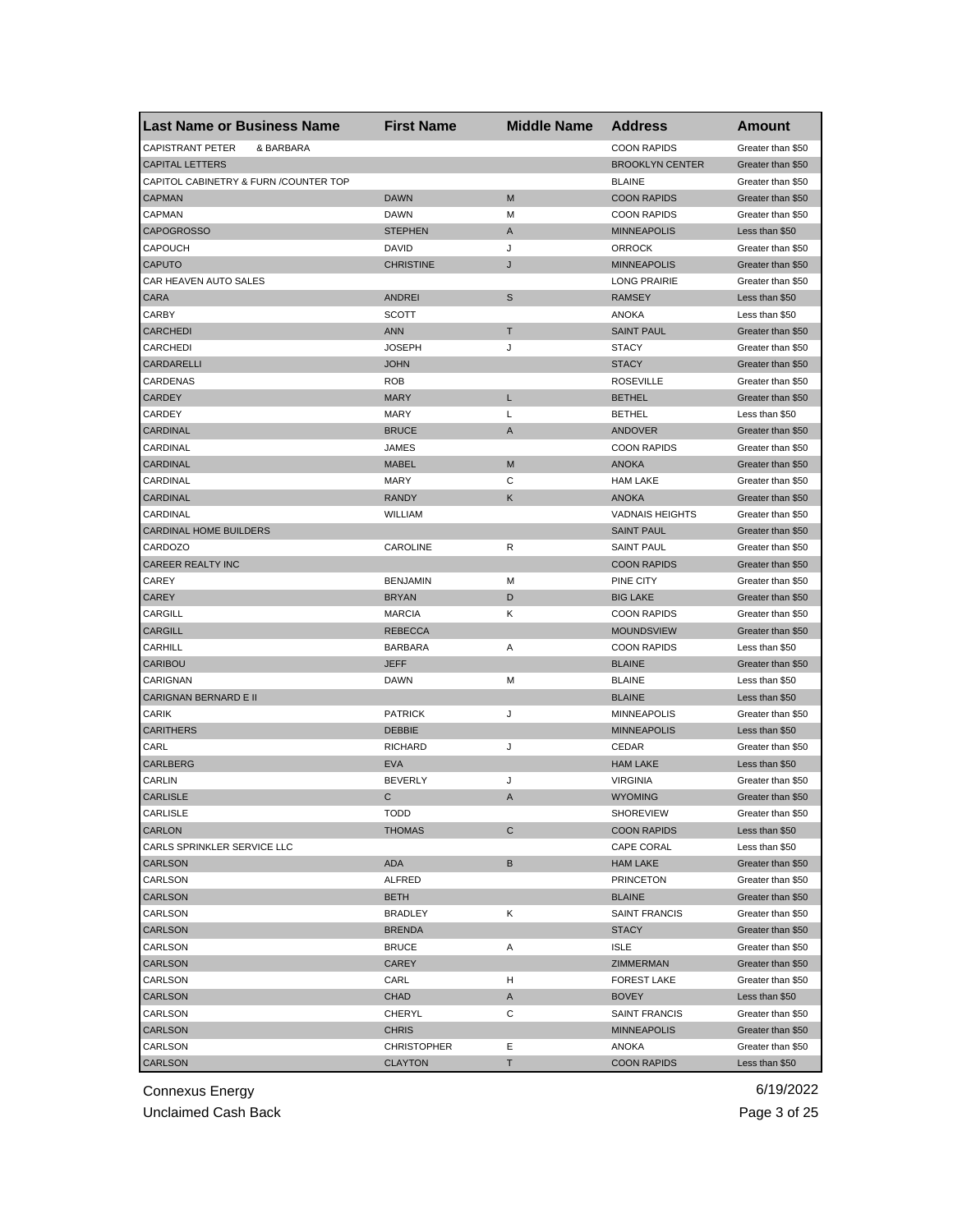| Last Name or Business Name | First Name | Middle Name | Address | Amount |
|---|---|---|---|---|
| CAPISTRANT PETER & BARBARA | | | COON RAPIDS | Greater than $50 |
| CAPITAL LETTERS | | | BROOKLYN CENTER | Greater than $50 |
| CAPITOL CABINETRY & FURN /COUNTER TOP | | | BLAINE | Greater than $50 |
| CAPMAN | DAWN | M | COON RAPIDS | Greater than $50 |
| CAPMAN | DAWN | M | COON RAPIDS | Greater than $50 |
| CAPOGROSSO | STEPHEN | A | MINNEAPOLIS | Less than $50 |
| CAPOUCH | DAVID | J | ORROCK | Greater than $50 |
| CAPUTO | CHRISTINE | J | MINNEAPOLIS | Greater than $50 |
| CAR HEAVEN AUTO SALES | | | LONG PRAIRIE | Greater than $50 |
| CARA | ANDREI | S | RAMSEY | Less than $50 |
| CARBY | SCOTT | | ANOKA | Less than $50 |
| CARCHEDI | ANN | T | SAINT PAUL | Greater than $50 |
| CARCHEDI | JOSEPH | J | STACY | Greater than $50 |
| CARDARELLI | JOHN | | STACY | Greater than $50 |
| CARDENAS | ROB | | ROSEVILLE | Greater than $50 |
| CARDEY | MARY | L | BETHEL | Greater than $50 |
| CARDEY | MARY | L | BETHEL | Less than $50 |
| CARDINAL | BRUCE | A | ANDOVER | Greater than $50 |
| CARDINAL | JAMES | | COON RAPIDS | Greater than $50 |
| CARDINAL | MABEL | M | ANOKA | Greater than $50 |
| CARDINAL | MARY | C | HAM LAKE | Greater than $50 |
| CARDINAL | RANDY | K | ANOKA | Greater than $50 |
| CARDINAL | WILLIAM | | VADNAIS HEIGHTS | Greater than $50 |
| CARDINAL HOME BUILDERS | | | SAINT PAUL | Greater than $50 |
| CARDOZO | CAROLINE | R | SAINT PAUL | Greater than $50 |
| CAREER REALTY INC | | | COON RAPIDS | Greater than $50 |
| CAREY | BENJAMIN | M | PINE CITY | Greater than $50 |
| CAREY | BRYAN | D | BIG LAKE | Greater than $50 |
| CARGILL | MARCIA | K | COON RAPIDS | Greater than $50 |
| CARGILL | REBECCA | | MOUNDSVIEW | Greater than $50 |
| CARHILL | BARBARA | A | COON RAPIDS | Less than $50 |
| CARIBOU | JEFF | | BLAINE | Greater than $50 |
| CARIGNAN | DAWN | M | BLAINE | Less than $50 |
| CARIGNAN BERNARD E II | | | BLAINE | Less than $50 |
| CARIK | PATRICK | J | MINNEAPOLIS | Greater than $50 |
| CARITHERS | DEBBIE | | MINNEAPOLIS | Less than $50 |
| CARL | RICHARD | J | CEDAR | Greater than $50 |
| CARLBERG | EVA | | HAM LAKE | Less than $50 |
| CARLIN | BEVERLY | J | VIRGINIA | Greater than $50 |
| CARLISLE | C | A | WYOMING | Greater than $50 |
| CARLISLE | TODD | | SHOREVIEW | Greater than $50 |
| CARLON | THOMAS | C | COON RAPIDS | Less than $50 |
| CARLS SPRINKLER SERVICE LLC | | | CAPE CORAL | Less than $50 |
| CARLSON | ADA | B | HAM LAKE | Greater than $50 |
| CARLSON | ALFRED | | PRINCETON | Greater than $50 |
| CARLSON | BETH | | BLAINE | Greater than $50 |
| CARLSON | BRADLEY | K | SAINT FRANCIS | Greater than $50 |
| CARLSON | BRENDA | | STACY | Greater than $50 |
| CARLSON | BRUCE | A | ISLE | Greater than $50 |
| CARLSON | CAREY | | ZIMMERMAN | Greater than $50 |
| CARLSON | CARL | H | FOREST LAKE | Greater than $50 |
| CARLSON | CHAD | A | BOVEY | Less than $50 |
| CARLSON | CHERYL | C | SAINT FRANCIS | Greater than $50 |
| CARLSON | CHRIS | | MINNEAPOLIS | Greater than $50 |
| CARLSON | CHRISTOPHER | E | ANOKA | Greater than $50 |
| CARLSON | CLAYTON | T | COON RAPIDS | Less than $50 |

Connexus Energy
Unclaimed Cash Back

6/19/2022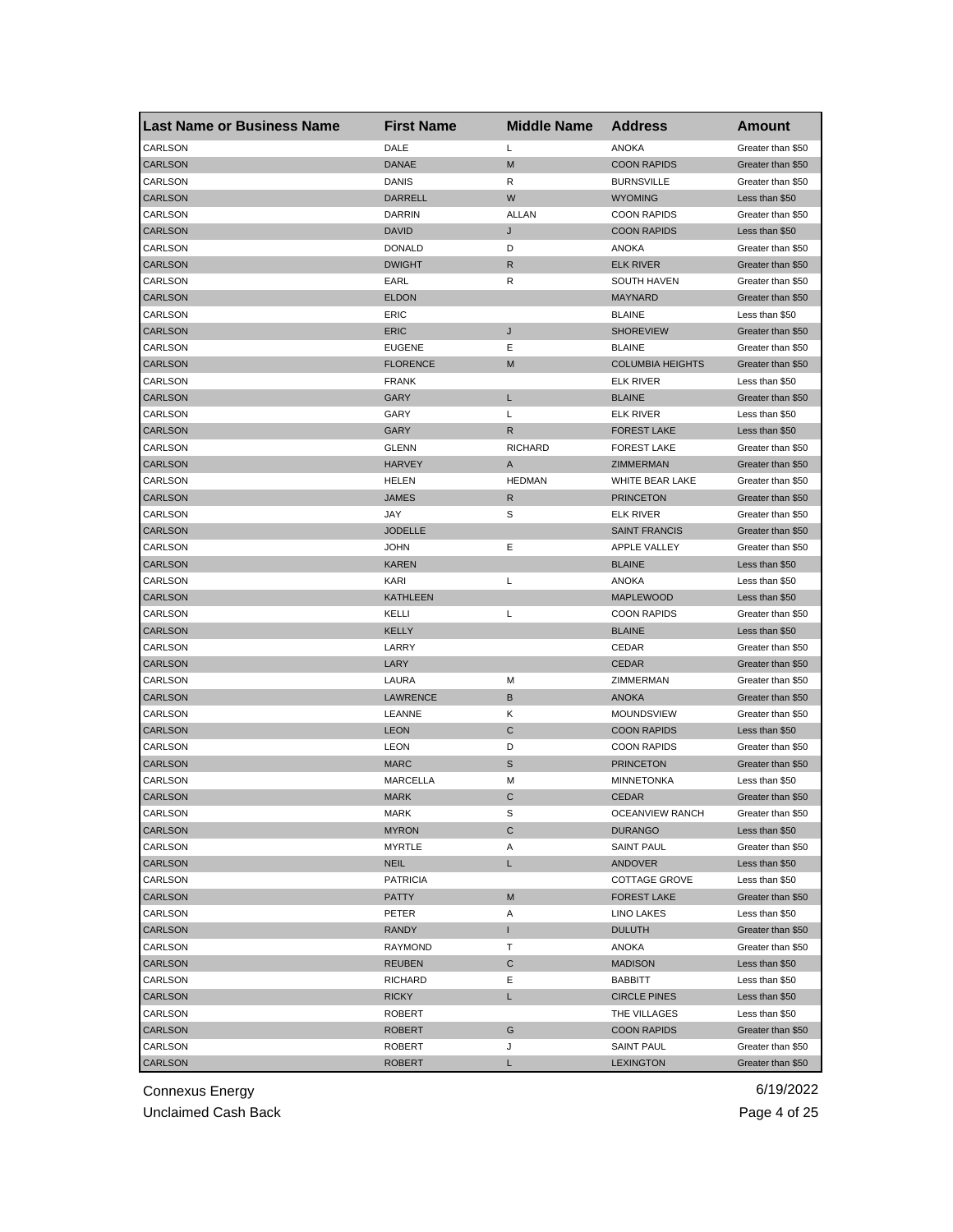| Last Name or Business Name | First Name | Middle Name | Address | Amount |
|---|---|---|---|---|
| CARLSON | DALE | L | ANOKA | Greater than $50 |
| CARLSON | DANAE | M | COON RAPIDS | Greater than $50 |
| CARLSON | DANIS | R | BURNSVILLE | Greater than $50 |
| CARLSON | DARRELL | W | WYOMING | Less than $50 |
| CARLSON | DARRIN | ALLAN | COON RAPIDS | Greater than $50 |
| CARLSON | DAVID | J | COON RAPIDS | Less than $50 |
| CARLSON | DONALD | D | ANOKA | Greater than $50 |
| CARLSON | DWIGHT | R | ELK RIVER | Greater than $50 |
| CARLSON | EARL | R | SOUTH HAVEN | Greater than $50 |
| CARLSON | ELDON | | MAYNARD | Greater than $50 |
| CARLSON | ERIC | | BLAINE | Less than $50 |
| CARLSON | ERIC | J | SHOREVIEW | Greater than $50 |
| CARLSON | EUGENE | E | BLAINE | Greater than $50 |
| CARLSON | FLORENCE | M | COLUMBIA HEIGHTS | Greater than $50 |
| CARLSON | FRANK | | ELK RIVER | Less than $50 |
| CARLSON | GARY | L | BLAINE | Greater than $50 |
| CARLSON | GARY | L | ELK RIVER | Less than $50 |
| CARLSON | GARY | R | FOREST LAKE | Less than $50 |
| CARLSON | GLENN | RICHARD | FOREST LAKE | Greater than $50 |
| CARLSON | HARVEY | A | ZIMMERMAN | Greater than $50 |
| CARLSON | HELEN | HEDMAN | WHITE BEAR LAKE | Greater than $50 |
| CARLSON | JAMES | R | PRINCETON | Greater than $50 |
| CARLSON | JAY | S | ELK RIVER | Greater than $50 |
| CARLSON | JODELLE | | SAINT FRANCIS | Greater than $50 |
| CARLSON | JOHN | E | APPLE VALLEY | Greater than $50 |
| CARLSON | KAREN | | BLAINE | Less than $50 |
| CARLSON | KARI | L | ANOKA | Less than $50 |
| CARLSON | KATHLEEN | | MAPLEWOOD | Less than $50 |
| CARLSON | KELLI | L | COON RAPIDS | Greater than $50 |
| CARLSON | KELLY | | BLAINE | Less than $50 |
| CARLSON | LARRY | | CEDAR | Greater than $50 |
| CARLSON | LARY | | CEDAR | Greater than $50 |
| CARLSON | LAURA | M | ZIMMERMAN | Greater than $50 |
| CARLSON | LAWRENCE | B | ANOKA | Greater than $50 |
| CARLSON | LEANNE | K | MOUNDSVIEW | Greater than $50 |
| CARLSON | LEON | C | COON RAPIDS | Less than $50 |
| CARLSON | LEON | D | COON RAPIDS | Greater than $50 |
| CARLSON | MARC | S | PRINCETON | Greater than $50 |
| CARLSON | MARCELLA | M | MINNETONKA | Less than $50 |
| CARLSON | MARK | C | CEDAR | Greater than $50 |
| CARLSON | MARK | S | OCEANVIEW RANCH | Greater than $50 |
| CARLSON | MYRON | C | DURANGO | Less than $50 |
| CARLSON | MYRTLE | A | SAINT PAUL | Greater than $50 |
| CARLSON | NEIL | L | ANDOVER | Less than $50 |
| CARLSON | PATRICIA | | COTTAGE GROVE | Less than $50 |
| CARLSON | PATTY | M | FOREST LAKE | Greater than $50 |
| CARLSON | PETER | A | LINO LAKES | Less than $50 |
| CARLSON | RANDY | I | DULUTH | Greater than $50 |
| CARLSON | RAYMOND | T | ANOKA | Greater than $50 |
| CARLSON | REUBEN | C | MADISON | Less than $50 |
| CARLSON | RICHARD | E | BABBITT | Less than $50 |
| CARLSON | RICKY | L | CIRCLE PINES | Less than $50 |
| CARLSON | ROBERT | | THE VILLAGES | Less than $50 |
| CARLSON | ROBERT | G | COON RAPIDS | Greater than $50 |
| CARLSON | ROBERT | J | SAINT PAUL | Greater than $50 |
| CARLSON | ROBERT | L | LEXINGTON | Greater than $50 |

Connexus Energy
Unclaimed Cash Back

6/19/2022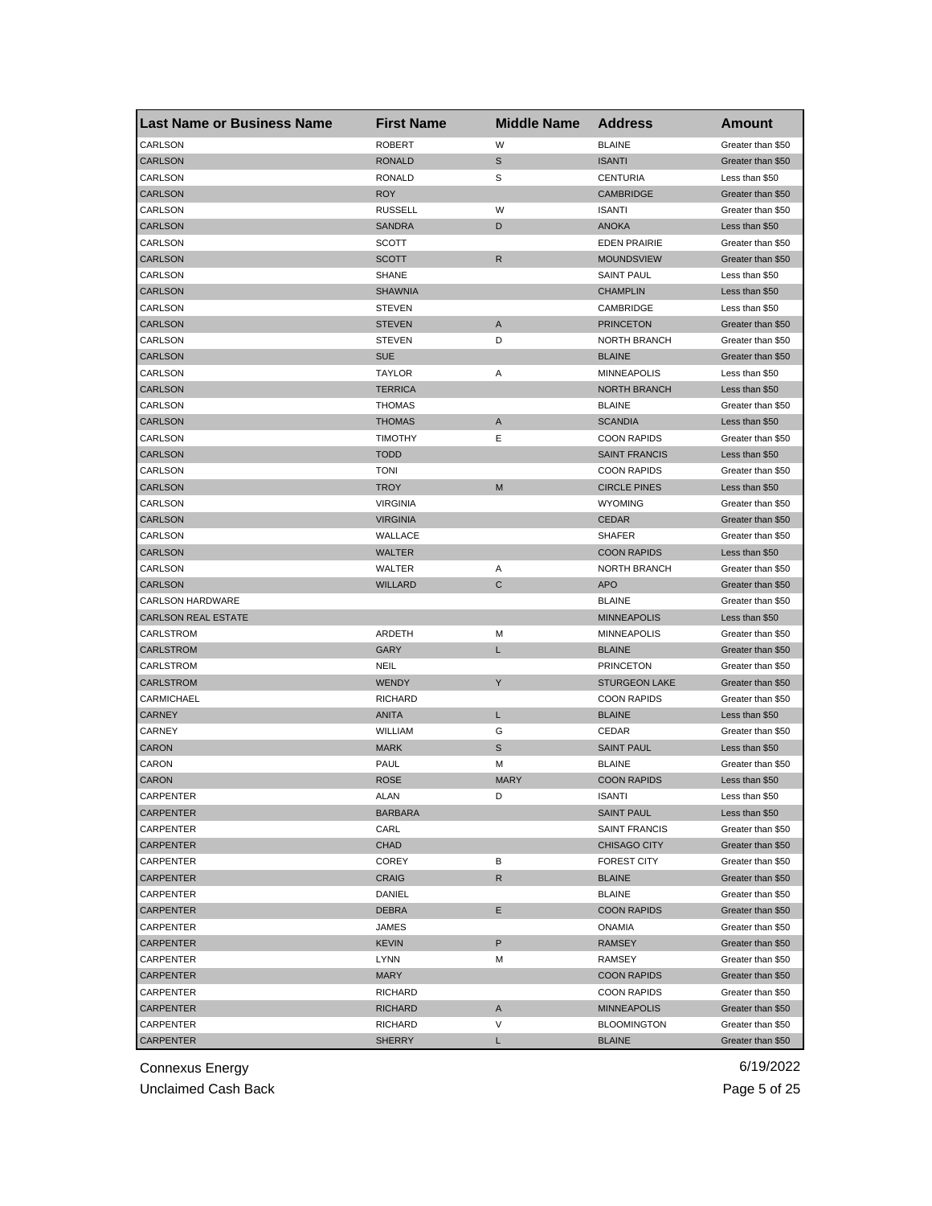| Last Name or Business Name | First Name | Middle Name | Address | Amount |
|---|---|---|---|---|
| CARLSON | ROBERT | W | BLAINE | Greater than $50 |
| CARLSON | RONALD | S | ISANTI | Greater than $50 |
| CARLSON | RONALD | S | CENTURIA | Less than $50 |
| CARLSON | ROY | | CAMBRIDGE | Greater than $50 |
| CARLSON | RUSSELL | W | ISANTI | Greater than $50 |
| CARLSON | SANDRA | D | ANOKA | Less than $50 |
| CARLSON | SCOTT | | EDEN PRAIRIE | Greater than $50 |
| CARLSON | SCOTT | R | MOUNDSVIEW | Greater than $50 |
| CARLSON | SHANE | | SAINT PAUL | Less than $50 |
| CARLSON | SHAWNIA | | CHAMPLIN | Less than $50 |
| CARLSON | STEVEN | | CAMBRIDGE | Less than $50 |
| CARLSON | STEVEN | A | PRINCETON | Greater than $50 |
| CARLSON | STEVEN | D | NORTH BRANCH | Greater than $50 |
| CARLSON | SUE | | BLAINE | Greater than $50 |
| CARLSON | TAYLOR | A | MINNEAPOLIS | Less than $50 |
| CARLSON | TERRICA | | NORTH BRANCH | Less than $50 |
| CARLSON | THOMAS | | BLAINE | Greater than $50 |
| CARLSON | THOMAS | A | SCANDIA | Less than $50 |
| CARLSON | TIMOTHY | E | COON RAPIDS | Greater than $50 |
| CARLSON | TODD | | SAINT FRANCIS | Less than $50 |
| CARLSON | TONI | | COON RAPIDS | Greater than $50 |
| CARLSON | TROY | M | CIRCLE PINES | Less than $50 |
| CARLSON | VIRGINIA | | WYOMING | Greater than $50 |
| CARLSON | VIRGINIA | | CEDAR | Greater than $50 |
| CARLSON | WALLACE | | SHAFER | Greater than $50 |
| CARLSON | WALTER | | COON RAPIDS | Less than $50 |
| CARLSON | WALTER | A | NORTH BRANCH | Greater than $50 |
| CARLSON | WILLARD | C | APO | Greater than $50 |
| CARLSON HARDWARE | | | BLAINE | Greater than $50 |
| CARLSON REAL ESTATE | | | MINNEAPOLIS | Less than $50 |
| CARLSTROM | ARDETH | M | MINNEAPOLIS | Greater than $50 |
| CARLSTROM | GARY | L | BLAINE | Greater than $50 |
| CARLSTROM | NEIL | | PRINCETON | Greater than $50 |
| CARLSTROM | WENDY | Y | STURGEON LAKE | Greater than $50 |
| CARMICHAEL | RICHARD | | COON RAPIDS | Greater than $50 |
| CARNEY | ANITA | L | BLAINE | Less than $50 |
| CARNEY | WILLIAM | G | CEDAR | Greater than $50 |
| CARON | MARK | S | SAINT PAUL | Less than $50 |
| CARON | PAUL | M | BLAINE | Greater than $50 |
| CARON | ROSE | MARY | COON RAPIDS | Less than $50 |
| CARPENTER | ALAN | D | ISANTI | Less than $50 |
| CARPENTER | BARBARA | | SAINT PAUL | Less than $50 |
| CARPENTER | CARL | | SAINT FRANCIS | Greater than $50 |
| CARPENTER | CHAD | | CHISAGO CITY | Greater than $50 |
| CARPENTER | COREY | B | FOREST CITY | Greater than $50 |
| CARPENTER | CRAIG | R | BLAINE | Greater than $50 |
| CARPENTER | DANIEL | | BLAINE | Greater than $50 |
| CARPENTER | DEBRA | E | COON RAPIDS | Greater than $50 |
| CARPENTER | JAMES | | ONAMIA | Greater than $50 |
| CARPENTER | KEVIN | P | RAMSEY | Greater than $50 |
| CARPENTER | LYNN | M | RAMSEY | Greater than $50 |
| CARPENTER | MARY | | COON RAPIDS | Greater than $50 |
| CARPENTER | RICHARD | | COON RAPIDS | Greater than $50 |
| CARPENTER | RICHARD | A | MINNEAPOLIS | Greater than $50 |
| CARPENTER | RICHARD | V | BLOOMINGTON | Greater than $50 |
| CARPENTER | SHERRY | L | BLAINE | Greater than $50 |

Connexus Energy
Unclaimed Cash Back

6/19/2022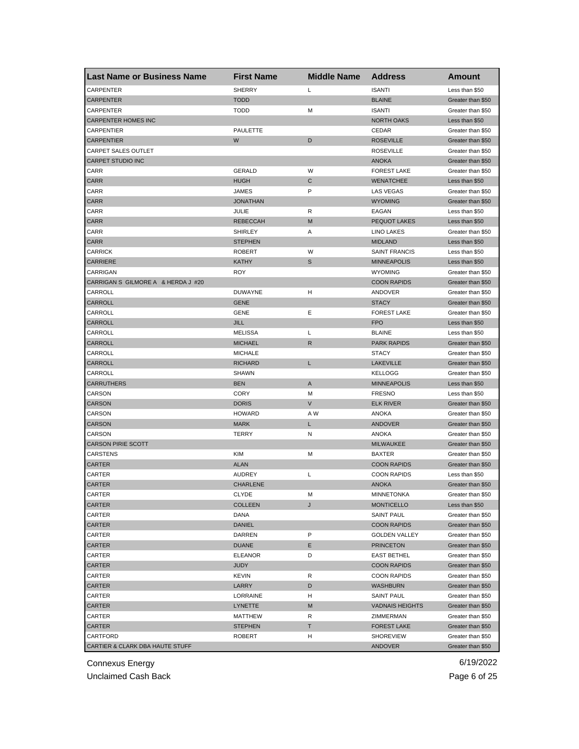| Last Name or Business Name | First Name | Middle Name | Address | Amount |
|---|---|---|---|---|
| CARPENTER | SHERRY | L | ISANTI | Less than $50 |
| CARPENTER | TODD | | BLAINE | Greater than $50 |
| CARPENTER | TODD | M | ISANTI | Greater than $50 |
| CARPENTER HOMES INC | | | NORTH OAKS | Less than $50 |
| CARPENTIER | PAULETTE | | CEDAR | Greater than $50 |
| CARPENTIER | W | D | ROSEVILLE | Greater than $50 |
| CARPET SALES OUTLET | | | ROSEVILLE | Greater than $50 |
| CARPET STUDIO INC | | | ANOKA | Greater than $50 |
| CARR | GERALD | W | FOREST LAKE | Greater than $50 |
| CARR | HUGH | C | WENATCHEE | Less than $50 |
| CARR | JAMES | P | LAS VEGAS | Greater than $50 |
| CARR | JONATHAN | | WYOMING | Greater than $50 |
| CARR | JULIE | R | EAGAN | Less than $50 |
| CARR | REBECCAH | M | PEQUOT LAKES | Less than $50 |
| CARR | SHIRLEY | A | LINO LAKES | Greater than $50 |
| CARR | STEPHEN | | MIDLAND | Less than $50 |
| CARRICK | ROBERT | W | SAINT FRANCIS | Less than $50 |
| CARRIERE | KATHY | S | MINNEAPOLIS | Less than $50 |
| CARRIGAN | ROY | | WYOMING | Greater than $50 |
| CARRIGAN S GILMORE A & HERDA J #20 | | | COON RAPIDS | Greater than $50 |
| CARROLL | DUWAYNE | H | ANDOVER | Greater than $50 |
| CARROLL | GENE | | STACY | Greater than $50 |
| CARROLL | GENE | E | FOREST LAKE | Greater than $50 |
| CARROLL | JILL | | FPO | Less than $50 |
| CARROLL | MELISSA | L | BLAINE | Less than $50 |
| CARROLL | MICHAEL | R | PARK RAPIDS | Greater than $50 |
| CARROLL | MICHALE | | STACY | Greater than $50 |
| CARROLL | RICHARD | L | LAKEVILLE | Greater than $50 |
| CARROLL | SHAWN | | KELLOGG | Greater than $50 |
| CARRUTHERS | BEN | A | MINNEAPOLIS | Less than $50 |
| CARSON | CORY | M | FRESNO | Less than $50 |
| CARSON | DORIS | V | ELK RIVER | Greater than $50 |
| CARSON | HOWARD | A W | ANOKA | Greater than $50 |
| CARSON | MARK | L | ANDOVER | Greater than $50 |
| CARSON | TERRY | N | ANOKA | Greater than $50 |
| CARSON PIRIE SCOTT | | | MILWAUKEE | Greater than $50 |
| CARSTENS | KIM | M | BAXTER | Greater than $50 |
| CARTER | ALAN | | COON RAPIDS | Greater than $50 |
| CARTER | AUDREY | L | COON RAPIDS | Less than $50 |
| CARTER | CHARLENE | | ANOKA | Greater than $50 |
| CARTER | CLYDE | M | MINNETONKA | Greater than $50 |
| CARTER | COLLEEN | J | MONTICELLO | Less than $50 |
| CARTER | DANA | | SAINT PAUL | Greater than $50 |
| CARTER | DANIEL | | COON RAPIDS | Greater than $50 |
| CARTER | DARREN | P | GOLDEN VALLEY | Greater than $50 |
| CARTER | DUANE | E | PRINCETON | Greater than $50 |
| CARTER | ELEANOR | D | EAST BETHEL | Greater than $50 |
| CARTER | JUDY | | COON RAPIDS | Greater than $50 |
| CARTER | KEVIN | R | COON RAPIDS | Greater than $50 |
| CARTER | LARRY | D | WASHBURN | Greater than $50 |
| CARTER | LORRAINE | H | SAINT PAUL | Greater than $50 |
| CARTER | LYNETTE | M | VADNAIS HEIGHTS | Greater than $50 |
| CARTER | MATTHEW | R | ZIMMERMAN | Greater than $50 |
| CARTER | STEPHEN | T | FOREST LAKE | Greater than $50 |
| CARTFORD | ROBERT | H | SHOREVIEW | Greater than $50 |
| CARTIER & CLARK DBA HAUTE STUFF | | | ANDOVER | Greater than $50 |

Connexus Energy 6/19/2022

Unclaimed Cash Back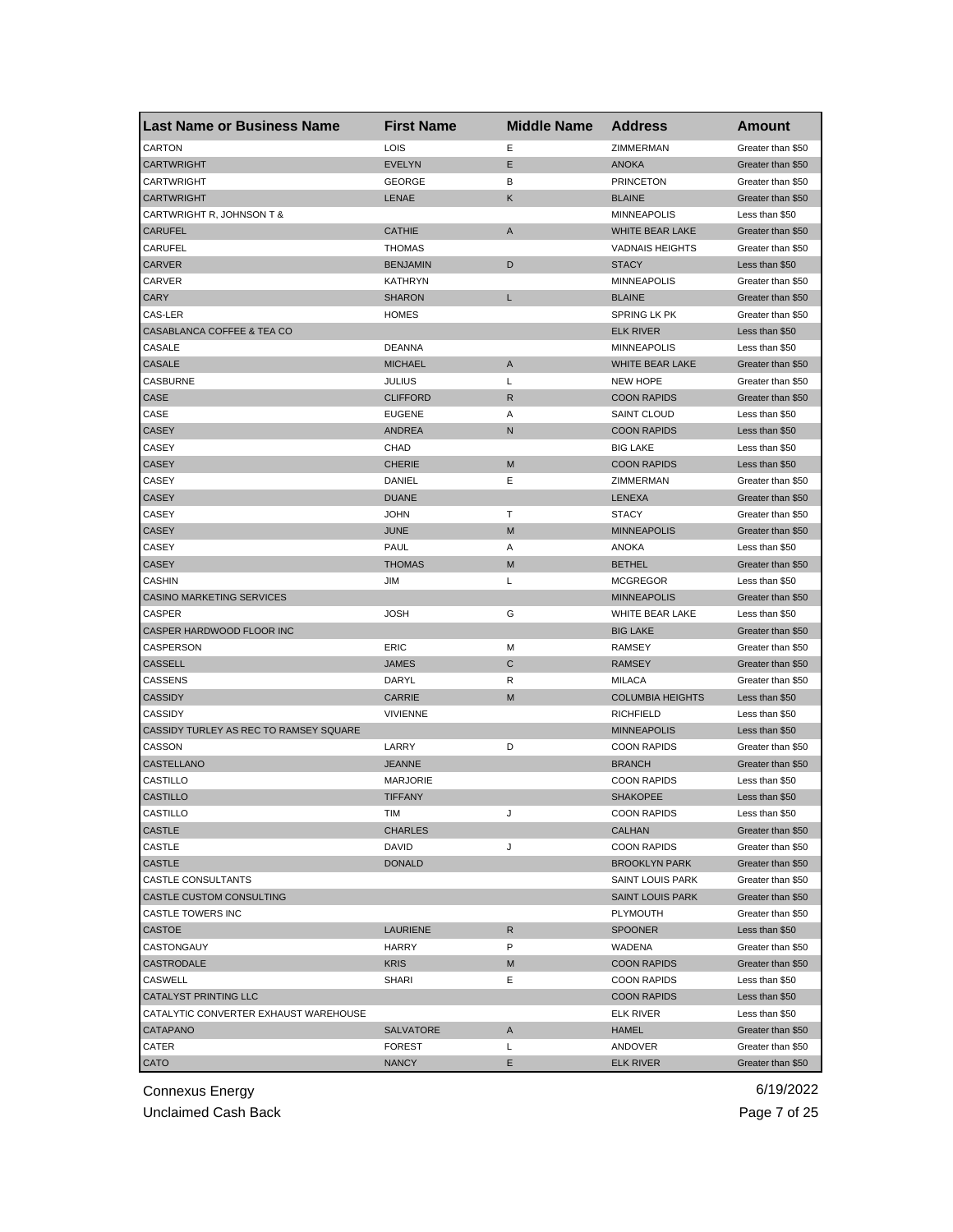| Last Name or Business Name | First Name | Middle Name | Address | Amount |
|---|---|---|---|---|
| CARTON | LOIS | E | ZIMMERMAN | Greater than $50 |
| CARTWRIGHT | EVELYN | E | ANOKA | Greater than $50 |
| CARTWRIGHT | GEORGE | B | PRINCETON | Greater than $50 |
| CARTWRIGHT | LENAE | K | BLAINE | Greater than $50 |
| CARTWRIGHT R, JOHNSON T & | | | MINNEAPOLIS | Less than $50 |
| CARUFEL | CATHIE | A | WHITE BEAR LAKE | Greater than $50 |
| CARUFEL | THOMAS | | VADNAIS HEIGHTS | Greater than $50 |
| CARVER | BENJAMIN | D | STACY | Less than $50 |
| CARVER | KATHRYN | | MINNEAPOLIS | Greater than $50 |
| CARY | SHARON | L | BLAINE | Greater than $50 |
| CAS-LER | HOMES | | SPRING LK PK | Greater than $50 |
| CASABLANCA COFFEE & TEA CO | | | ELK RIVER | Less than $50 |
| CASALE | DEANNA | | MINNEAPOLIS | Less than $50 |
| CASALE | MICHAEL | A | WHITE BEAR LAKE | Greater than $50 |
| CASBURNE | JULIUS | L | NEW HOPE | Greater than $50 |
| CASE | CLIFFORD | R | COON RAPIDS | Greater than $50 |
| CASE | EUGENE | A | SAINT CLOUD | Less than $50 |
| CASEY | ANDREA | N | COON RAPIDS | Less than $50 |
| CASEY | CHAD | | BIG LAKE | Less than $50 |
| CASEY | CHERIE | M | COON RAPIDS | Less than $50 |
| CASEY | DANIEL | E | ZIMMERMAN | Greater than $50 |
| CASEY | DUANE | | LENEXA | Greater than $50 |
| CASEY | JOHN | T | STACY | Greater than $50 |
| CASEY | JUNE | M | MINNEAPOLIS | Greater than $50 |
| CASEY | PAUL | A | ANOKA | Less than $50 |
| CASEY | THOMAS | M | BETHEL | Greater than $50 |
| CASHIN | JIM | L | MCGREGOR | Less than $50 |
| CASINO MARKETING SERVICES | | | MINNEAPOLIS | Greater than $50 |
| CASPER | JOSH | G | WHITE BEAR LAKE | Less than $50 |
| CASPER HARDWOOD FLOOR INC | | | BIG LAKE | Greater than $50 |
| CASPERSON | ERIC | M | RAMSEY | Greater than $50 |
| CASSELL | JAMES | C | RAMSEY | Greater than $50 |
| CASSENS | DARYL | R | MILACA | Greater than $50 |
| CASSIDY | CARRIE | M | COLUMBIA HEIGHTS | Less than $50 |
| CASSIDY | VIVIENNE | | RICHFIELD | Less than $50 |
| CASSIDY TURLEY AS REC TO RAMSEY SQUARE | | | MINNEAPOLIS | Less than $50 |
| CASSON | LARRY | D | COON RAPIDS | Greater than $50 |
| CASTELLANO | JEANNE | | BRANCH | Greater than $50 |
| CASTILLO | MARJORIE | | COON RAPIDS | Less than $50 |
| CASTILLO | TIFFANY | | SHAKOPEE | Less than $50 |
| CASTILLO | TIM | J | COON RAPIDS | Less than $50 |
| CASTLE | CHARLES | | CALHAN | Greater than $50 |
| CASTLE | DAVID | J | COON RAPIDS | Greater than $50 |
| CASTLE | DONALD | | BROOKLYN PARK | Greater than $50 |
| CASTLE CONSULTANTS | | | SAINT LOUIS PARK | Greater than $50 |
| CASTLE CUSTOM CONSULTING | | | SAINT LOUIS PARK | Greater than $50 |
| CASTLE TOWERS INC | | | PLYMOUTH | Greater than $50 |
| CASTOE | LAURIENE | R | SPOONER | Less than $50 |
| CASTONGAUY | HARRY | P | WADENA | Greater than $50 |
| CASTRODALE | KRIS | M | COON RAPIDS | Greater than $50 |
| CASWELL | SHARI | E | COON RAPIDS | Less than $50 |
| CATALYST PRINTING LLC | | | COON RAPIDS | Less than $50 |
| CATALYTIC CONVERTER EXHAUST WAREHOUSE | | | ELK RIVER | Less than $50 |
| CATAPANO | SALVATORE | A | HAMEL | Greater than $50 |
| CATER | FOREST | L | ANDOVER | Greater than $50 |
| CATO | NANCY | E | ELK RIVER | Greater than $50 |

Connexus Energy
Unclaimed Cash Back

6/19/2022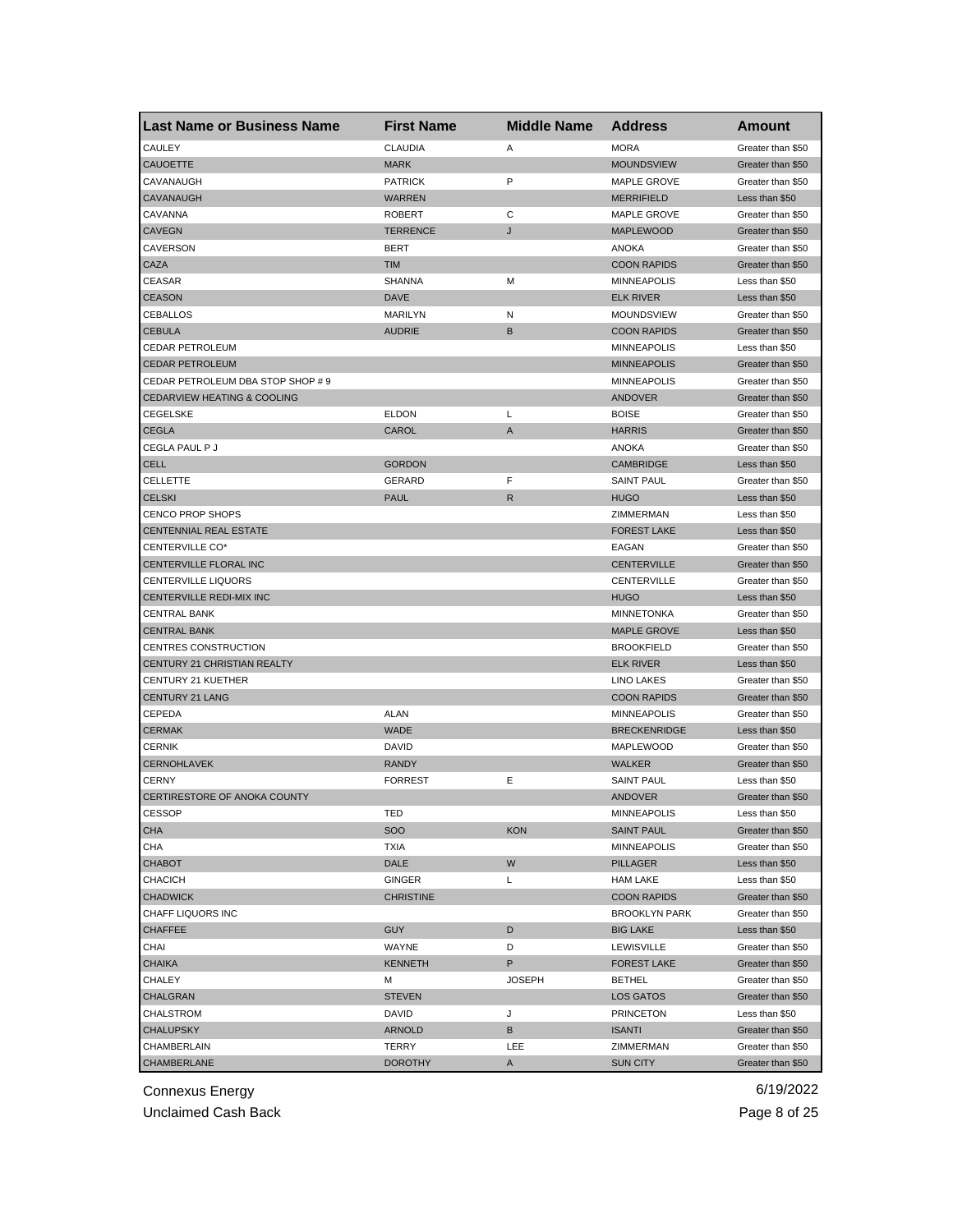| Last Name or Business Name | First Name | Middle Name | Address | Amount |
|---|---|---|---|---|
| CAULEY | CLAUDIA | A | MORA | Greater than $50 |
| CAUOETTE | MARK | | MOUNDSVIEW | Greater than $50 |
| CAVANAUGH | PATRICK | P | MAPLE GROVE | Greater than $50 |
| CAVANAUGH | WARREN | | MERRIFIELD | Less than $50 |
| CAVANNA | ROBERT | C | MAPLE GROVE | Greater than $50 |
| CAVEGN | TERRENCE | J | MAPLEWOOD | Greater than $50 |
| CAVERSON | BERT | | ANOKA | Greater than $50 |
| CAZA | TIM | | COON RAPIDS | Greater than $50 |
| CEASAR | SHANNA | M | MINNEAPOLIS | Less than $50 |
| CEASON | DAVE | | ELK RIVER | Less than $50 |
| CEBALLOS | MARILYN | N | MOUNDSVIEW | Greater than $50 |
| CEBULA | AUDRIE | B | COON RAPIDS | Greater than $50 |
| CEDAR PETROLEUM | | | MINNEAPOLIS | Less than $50 |
| CEDAR PETROLEUM | | | MINNEAPOLIS | Greater than $50 |
| CEDAR PETROLEUM DBA STOP SHOP # 9 | | | MINNEAPOLIS | Greater than $50 |
| CEDARVIEW HEATING & COOLING | | | ANDOVER | Greater than $50 |
| CEGELSKE | ELDON | L | BOISE | Greater than $50 |
| CEGLA | CAROL | A | HARRIS | Greater than $50 |
| CEGLA PAUL P J | | | ANOKA | Greater than $50 |
| CELL | GORDON | | CAMBRIDGE | Less than $50 |
| CELLETTE | GERARD | F | SAINT PAUL | Greater than $50 |
| CELSKI | PAUL | R | HUGO | Less than $50 |
| CENCO PROP SHOPS | | | ZIMMERMAN | Less than $50 |
| CENTENNIAL REAL ESTATE | | | FOREST LAKE | Less than $50 |
| CENTERVILLE CO* | | | EAGAN | Greater than $50 |
| CENTERVILLE FLORAL INC | | | CENTERVILLE | Greater than $50 |
| CENTERVILLE LIQUORS | | | CENTERVILLE | Greater than $50 |
| CENTERVILLE REDI-MIX INC | | | HUGO | Less than $50 |
| CENTRAL BANK | | | MINNETONKA | Greater than $50 |
| CENTRAL BANK | | | MAPLE GROVE | Less than $50 |
| CENTRES CONSTRUCTION | | | BROOKFIELD | Greater than $50 |
| CENTURY 21 CHRISTIAN REALTY | | | ELK RIVER | Less than $50 |
| CENTURY 21 KUETHER | | | LINO LAKES | Greater than $50 |
| CENTURY 21 LANG | | | COON RAPIDS | Greater than $50 |
| CEPEDA | ALAN | | MINNEAPOLIS | Greater than $50 |
| CERMAK | WADE | | BRECKENRIDGE | Less than $50 |
| CERNIK | DAVID | | MAPLEWOOD | Greater than $50 |
| CERNOHLAVEK | RANDY | | WALKER | Greater than $50 |
| CERNY | FORREST | E | SAINT PAUL | Less than $50 |
| CERTIRESTORE OF ANOKA COUNTY | | | ANDOVER | Greater than $50 |
| CESSOP | TED | | MINNEAPOLIS | Less than $50 |
| CHA | SOO | KON | SAINT PAUL | Greater than $50 |
| CHA | TXIA | | MINNEAPOLIS | Greater than $50 |
| CHABOT | DALE | W | PILLAGER | Less than $50 |
| CHACICH | GINGER | L | HAM LAKE | Less than $50 |
| CHADWICK | CHRISTINE | | COON RAPIDS | Greater than $50 |
| CHAFF LIQUORS INC | | | BROOKLYN PARK | Greater than $50 |
| CHAFFEE | GUY | D | BIG LAKE | Less than $50 |
| CHAI | WAYNE | D | LEWISVILLE | Greater than $50 |
| CHAIKA | KENNETH | P | FOREST LAKE | Greater than $50 |
| CHALEY | M | JOSEPH | BETHEL | Greater than $50 |
| CHALGRAN | STEVEN | | LOS GATOS | Greater than $50 |
| CHALSTROM | DAVID | J | PRINCETON | Less than $50 |
| CHALUPSKY | ARNOLD | B | ISANTI | Greater than $50 |
| CHAMBERLAIN | TERRY | LEE | ZIMMERMAN | Greater than $50 |
| CHAMBERLANE | DOROTHY | A | SUN CITY | Greater than $50 |

Connexus Energy
Unclaimed Cash Back
6/19/2022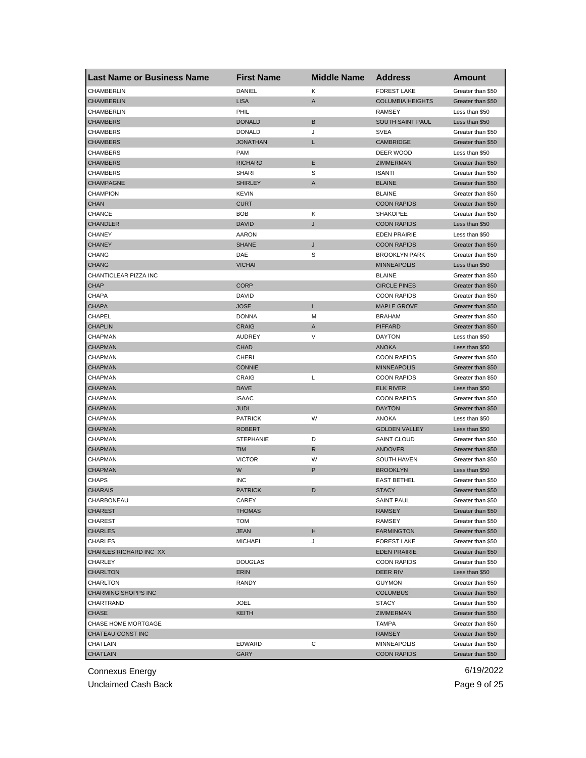| Last Name or Business Name | First Name | Middle Name | Address | Amount |
| --- | --- | --- | --- | --- |
| CHAMBERLIN | DANIEL | K | FOREST LAKE | Greater than $50 |
| CHAMBERLIN | LISA | A | COLUMBIA HEIGHTS | Greater than $50 |
| CHAMBERLIN | PHIL | | RAMSEY | Less than $50 |
| CHAMBERS | DONALD | B | SOUTH SAINT PAUL | Less than $50 |
| CHAMBERS | DONALD | J | SVEA | Greater than $50 |
| CHAMBERS | JONATHAN | L | CAMBRIDGE | Greater than $50 |
| CHAMBERS | PAM | | DEER WOOD | Less than $50 |
| CHAMBERS | RICHARD | E | ZIMMERMAN | Greater than $50 |
| CHAMBERS | SHARI | S | ISANTI | Greater than $50 |
| CHAMPAGNE | SHIRLEY | A | BLAINE | Greater than $50 |
| CHAMPION | KEVIN | | BLAINE | Greater than $50 |
| CHAN | CURT | | COON RAPIDS | Greater than $50 |
| CHANCE | BOB | K | SHAKOPEE | Greater than $50 |
| CHANDLER | DAVID | J | COON RAPIDS | Less than $50 |
| CHANEY | AARON | | EDEN PRAIRIE | Less than $50 |
| CHANEY | SHANE | J | COON RAPIDS | Greater than $50 |
| CHANG | DAE | S | BROOKLYN PARK | Greater than $50 |
| CHANG | VICHAI | | MINNEAPOLIS | Less than $50 |
| CHANTICLEAR PIZZA INC | | | BLAINE | Greater than $50 |
| CHAP | CORP | | CIRCLE PINES | Greater than $50 |
| CHAPA | DAVID | | COON RAPIDS | Greater than $50 |
| CHAPA | JOSE | L | MAPLE GROVE | Greater than $50 |
| CHAPEL | DONNA | M | BRAHAM | Greater than $50 |
| CHAPLIN | CRAIG | A | PIFFARD | Greater than $50 |
| CHAPMAN | AUDREY | V | DAYTON | Less than $50 |
| CHAPMAN | CHAD | | ANOKA | Less than $50 |
| CHAPMAN | CHERI | | COON RAPIDS | Greater than $50 |
| CHAPMAN | CONNIE | | MINNEAPOLIS | Greater than $50 |
| CHAPMAN | CRAIG | L | COON RAPIDS | Greater than $50 |
| CHAPMAN | DAVE | | ELK RIVER | Less than $50 |
| CHAPMAN | ISAAC | | COON RAPIDS | Greater than $50 |
| CHAPMAN | JUDI | | DAYTON | Greater than $50 |
| CHAPMAN | PATRICK | W | ANOKA | Less than $50 |
| CHAPMAN | ROBERT | | GOLDEN VALLEY | Less than $50 |
| CHAPMAN | STEPHANIE | D | SAINT CLOUD | Greater than $50 |
| CHAPMAN | TIM | R | ANDOVER | Greater than $50 |
| CHAPMAN | VICTOR | W | SOUTH HAVEN | Greater than $50 |
| CHAPMAN | W | P | BROOKLYN | Less than $50 |
| CHAPS | INC | | EAST BETHEL | Greater than $50 |
| CHARAIS | PATRICK | D | STACY | Greater than $50 |
| CHARBONEAU | CAREY | | SAINT PAUL | Greater than $50 |
| CHAREST | THOMAS | | RAMSEY | Greater than $50 |
| CHAREST | TOM | | RAMSEY | Greater than $50 |
| CHARLES | JEAN | H | FARMINGTON | Greater than $50 |
| CHARLES | MICHAEL | J | FOREST LAKE | Greater than $50 |
| CHARLES RICHARD INC XX | | | EDEN PRAIRIE | Greater than $50 |
| CHARLEY | DOUGLAS | | COON RAPIDS | Greater than $50 |
| CHARLTON | ERIN | | DEER RIV | Less than $50 |
| CHARLTON | RANDY | | GUYMON | Greater than $50 |
| CHARMING SHOPPS INC | | | COLUMBUS | Greater than $50 |
| CHARTRAND | JOEL | | STACY | Greater than $50 |
| CHASE | KEITH | | ZIMMERMAN | Greater than $50 |
| CHASE HOME MORTGAGE | | | TAMPA | Greater than $50 |
| CHATEAU CONST INC | | | RAMSEY | Greater than $50 |
| CHATLAIN | EDWARD | C | MINNEAPOLIS | Greater than $50 |
| CHATLAIN | GARY | | COON RAPIDS | Greater than $50 |

Connexus Energy

Unclaimed Cash Back

6/19/2022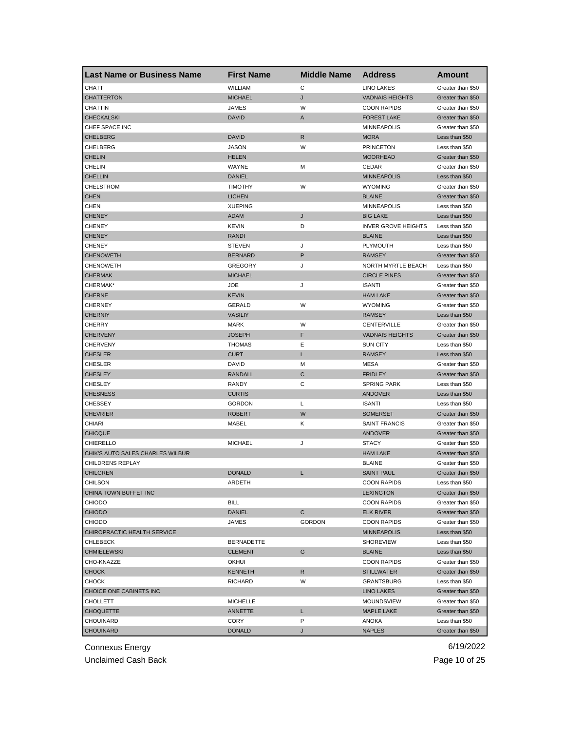| Last Name or Business Name | First Name | Middle Name | Address | Amount |
| --- | --- | --- | --- | --- |
| CHATT | WILLIAM | C | LINO LAKES | Greater than $50 |
| CHATTERTON | MICHAEL | J | VADNAIS HEIGHTS | Greater than $50 |
| CHATTIN | JAMES | W | COON RAPIDS | Greater than $50 |
| CHECKALSKI | DAVID | A | FOREST LAKE | Greater than $50 |
| CHEF SPACE INC | | | MINNEAPOLIS | Greater than $50 |
| CHELBERG | DAVID | R | MORA | Less than $50 |
| CHELBERG | JASON | W | PRINCETON | Less than $50 |
| CHELIN | HELEN | | MOORHEAD | Greater than $50 |
| CHELIN | WAYNE | M | CEDAR | Greater than $50 |
| CHELLIN | DANIEL | | MINNEAPOLIS | Less than $50 |
| CHELSTROM | TIMOTHY | W | WYOMING | Greater than $50 |
| CHEN | LICHEN | | BLAINE | Greater than $50 |
| CHEN | XUEPING | | MINNEAPOLIS | Less than $50 |
| CHENEY | ADAM | J | BIG LAKE | Less than $50 |
| CHENEY | KEVIN | D | INVER GROVE HEIGHTS | Less than $50 |
| CHENEY | RANDI | | BLAINE | Less than $50 |
| CHENEY | STEVEN | J | PLYMOUTH | Less than $50 |
| CHENOWETH | BERNARD | P | RAMSEY | Greater than $50 |
| CHENOWETH | GREGORY | J | NORTH MYRTLE BEACH | Less than $50 |
| CHERMAK | MICHAEL | | CIRCLE PINES | Greater than $50 |
| CHERMAK* | JOE | J | ISANTI | Greater than $50 |
| CHERNE | KEVIN | | HAM LAKE | Greater than $50 |
| CHERNEY | GERALD | W | WYOMING | Greater than $50 |
| CHERNIY | VASILIY | | RAMSEY | Less than $50 |
| CHERRY | MARK | W | CENTERVILLE | Greater than $50 |
| CHERVENY | JOSEPH | F | VADNAIS HEIGHTS | Greater than $50 |
| CHERVENY | THOMAS | E | SUN CITY | Less than $50 |
| CHESLER | CURT | L | RAMSEY | Less than $50 |
| CHESLER | DAVID | M | MESA | Greater than $50 |
| CHESLEY | RANDALL | C | FRIDLEY | Greater than $50 |
| CHESLEY | RANDY | C | SPRING PARK | Less than $50 |
| CHESNESS | CURTIS | | ANDOVER | Less than $50 |
| CHESSEY | GORDON | L | ISANTI | Less than $50 |
| CHEVRIER | ROBERT | W | SOMERSET | Greater than $50 |
| CHIARI | MABEL | K | SAINT FRANCIS | Greater than $50 |
| CHICQUE | | | ANDOVER | Greater than $50 |
| CHIERELLO | MICHAEL | J | STACY | Greater than $50 |
| CHIK'S AUTO SALES CHARLES WILBUR | | | HAM LAKE | Greater than $50 |
| CHILDRENS REPLAY | | | BLAINE | Greater than $50 |
| CHILGREN | DONALD | L | SAINT PAUL | Greater than $50 |
| CHILSON | ARDETH | | COON RAPIDS | Less than $50 |
| CHINA TOWN BUFFET INC | | | LEXINGTON | Greater than $50 |
| CHIODO | BILL | | COON RAPIDS | Greater than $50 |
| CHIODO | DANIEL | C | ELK RIVER | Greater than $50 |
| CHIODO | JAMES | GORDON | COON RAPIDS | Greater than $50 |
| CHIROPRACTIC HEALTH SERVICE | | | MINNEAPOLIS | Less than $50 |
| CHLEBECK | BERNADETTE | | SHOREVIEW | Less than $50 |
| CHMIELEWSKI | CLEMENT | G | BLAINE | Less than $50 |
| CHO-KNAZZE | OKHUI | | COON RAPIDS | Greater than $50 |
| CHOCK | KENNETH | R | STILLWATER | Greater than $50 |
| CHOCK | RICHARD | W | GRANTSBURG | Less than $50 |
| CHOICE ONE CABINETS INC | | | LINO LAKES | Greater than $50 |
| CHOLLETT | MICHELLE | | MOUNDSVIEW | Greater than $50 |
| CHOQUETTE | ANNETTE | L | MAPLE LAKE | Greater than $50 |
| CHOUINARD | CORY | P | ANOKA | Less than $50 |
| CHOUINARD | DONALD | J | NAPLES | Greater than $50 |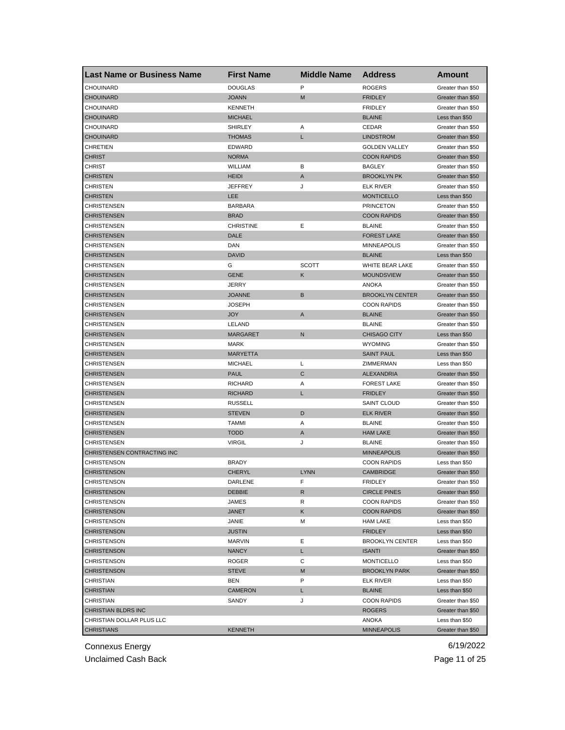| Last Name or Business Name | First Name | Middle Name | Address | Amount |
| --- | --- | --- | --- | --- |
| CHOUINARD | DOUGLAS | P | ROGERS | Greater than $50 |
| CHOUINARD | JOANN | M | FRIDLEY | Greater than $50 |
| CHOUINARD | KENNETH | | FRIDLEY | Greater than $50 |
| CHOUINARD | MICHAEL | | BLAINE | Less than $50 |
| CHOUINARD | SHIRLEY | A | CEDAR | Greater than $50 |
| CHOUINARD | THOMAS | L | LINDSTROM | Greater than $50 |
| CHRETIEN | EDWARD | | GOLDEN VALLEY | Greater than $50 |
| CHRIST | NORMA | | COON RAPIDS | Greater than $50 |
| CHRIST | WILLIAM | B | BAGLEY | Greater than $50 |
| CHRISTEN | HEIDI | A | BROOKLYN PK | Greater than $50 |
| CHRISTEN | JEFFREY | J | ELK RIVER | Greater than $50 |
| CHRISTEN | LEE | | MONTICELLO | Less than $50 |
| CHRISTENSEN | BARBARA | | PRINCETON | Greater than $50 |
| CHRISTENSEN | BRAD | | COON RAPIDS | Greater than $50 |
| CHRISTENSEN | CHRISTINE | E | BLAINE | Greater than $50 |
| CHRISTENSEN | DALE | | FOREST LAKE | Greater than $50 |
| CHRISTENSEN | DAN | | MINNEAPOLIS | Greater than $50 |
| CHRISTENSEN | DAVID | | BLAINE | Less than $50 |
| CHRISTENSEN | G | SCOTT | WHITE BEAR LAKE | Greater than $50 |
| CHRISTENSEN | GENE | K | MOUNDSVIEW | Greater than $50 |
| CHRISTENSEN | JERRY | | ANOKA | Greater than $50 |
| CHRISTENSEN | JOANNE | B | BROOKLYN CENTER | Greater than $50 |
| CHRISTENSEN | JOSEPH | | COON RAPIDS | Greater than $50 |
| CHRISTENSEN | JOY | A | BLAINE | Greater than $50 |
| CHRISTENSEN | LELAND | | BLAINE | Greater than $50 |
| CHRISTENSEN | MARGARET | N | CHISAGO CITY | Less than $50 |
| CHRISTENSEN | MARK | | WYOMING | Greater than $50 |
| CHRISTENSEN | MARYETTA | | SAINT PAUL | Less than $50 |
| CHRISTENSEN | MICHAEL | L | ZIMMERMAN | Less than $50 |
| CHRISTENSEN | PAUL | C | ALEXANDRIA | Greater than $50 |
| CHRISTENSEN | RICHARD | A | FOREST LAKE | Greater than $50 |
| CHRISTENSEN | RICHARD | L | FRIDLEY | Greater than $50 |
| CHRISTENSEN | RUSSELL | | SAINT CLOUD | Greater than $50 |
| CHRISTENSEN | STEVEN | D | ELK RIVER | Greater than $50 |
| CHRISTENSEN | TAMMI | A | BLAINE | Greater than $50 |
| CHRISTENSEN | TODD | A | HAM LAKE | Greater than $50 |
| CHRISTENSEN | VIRGIL | J | BLAINE | Greater than $50 |
| CHRISTENSEN CONTRACTING INC | | | MINNEAPOLIS | Greater than $50 |
| CHRISTENSON | BRADY | | COON RAPIDS | Less than $50 |
| CHRISTENSON | CHERYL | LYNN | CAMBRIDGE | Greater than $50 |
| CHRISTENSON | DARLENE | F | FRIDLEY | Greater than $50 |
| CHRISTENSON | DEBBIE | R | CIRCLE PINES | Greater than $50 |
| CHRISTENSON | JAMES | R | COON RAPIDS | Greater than $50 |
| CHRISTENSON | JANET | K | COON RAPIDS | Greater than $50 |
| CHRISTENSON | JANIE | M | HAM LAKE | Less than $50 |
| CHRISTENSON | JUSTIN | | FRIDLEY | Less than $50 |
| CHRISTENSON | MARVIN | E | BROOKLYN CENTER | Less than $50 |
| CHRISTENSON | NANCY | L | ISANTI | Greater than $50 |
| CHRISTENSON | ROGER | C | MONTICELLO | Less than $50 |
| CHRISTENSON | STEVE | M | BROOKLYN PARK | Greater than $50 |
| CHRISTIAN | BEN | P | ELK RIVER | Less than $50 |
| CHRISTIAN | CAMERON | L | BLAINE | Less than $50 |
| CHRISTIAN | SANDY | J | COON RAPIDS | Greater than $50 |
| CHRISTIAN BLDRS INC | | | ROGERS | Greater than $50 |
| CHRISTIAN DOLLAR PLUS LLC | | | ANOKA | Less than $50 |
| CHRISTIANS | KENNETH | | MINNEAPOLIS | Greater than $50 |

Connexus Energy
Unclaimed Cash Back

6/19/2022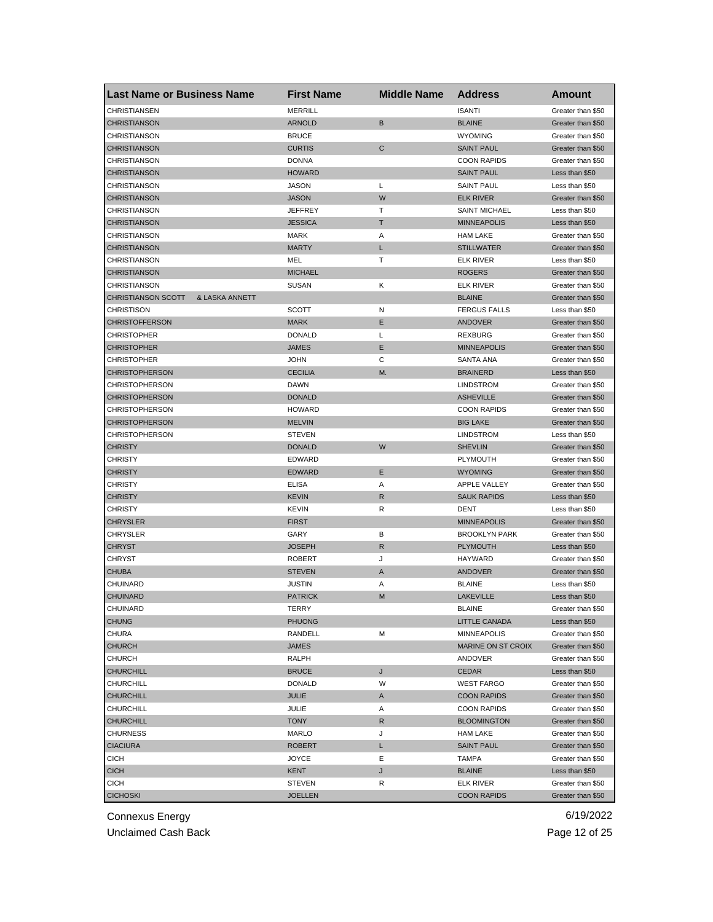| Last Name or Business Name | First Name | Middle Name | Address | Amount |
|---|---|---|---|---|
| CHRISTIANSEN | MERRILL | | ISANTI | Greater than $50 |
| CHRISTIANSON | ARNOLD | B | BLAINE | Greater than $50 |
| CHRISTIANSON | BRUCE | | WYOMING | Greater than $50 |
| CHRISTIANSON | CURTIS | C | SAINT PAUL | Greater than $50 |
| CHRISTIANSON | DONNA | | COON RAPIDS | Greater than $50 |
| CHRISTIANSON | HOWARD | | SAINT PAUL | Less than $50 |
| CHRISTIANSON | JASON | L | SAINT PAUL | Less than $50 |
| CHRISTIANSON | JASON | W | ELK RIVER | Greater than $50 |
| CHRISTIANSON | JEFFREY | T | SAINT MICHAEL | Less than $50 |
| CHRISTIANSON | JESSICA | T | MINNEAPOLIS | Less than $50 |
| CHRISTIANSON | MARK | A | HAM LAKE | Greater than $50 |
| CHRISTIANSON | MARTY | L | STILLWATER | Greater than $50 |
| CHRISTIANSON | MEL | T | ELK RIVER | Less than $50 |
| CHRISTIANSON | MICHAEL | | ROGERS | Greater than $50 |
| CHRISTIANSON | SUSAN | K | ELK RIVER | Greater than $50 |
| CHRISTIANSON SCOTT & LASKA ANNETT | | | BLAINE | Greater than $50 |
| CHRISTISON | SCOTT | N | FERGUS FALLS | Less than $50 |
| CHRISTOFFERSON | MARK | E | ANDOVER | Greater than $50 |
| CHRISTOPHER | DONALD | L | REXBURG | Greater than $50 |
| CHRISTOPHER | JAMES | E | MINNEAPOLIS | Greater than $50 |
| CHRISTOPHER | JOHN | C | SANTA ANA | Greater than $50 |
| CHRISTOPHERSON | CECILIA | M. | BRAINERD | Less than $50 |
| CHRISTOPHERSON | DAWN | | LINDSTROM | Greater than $50 |
| CHRISTOPHERSON | DONALD | | ASHEVILLE | Greater than $50 |
| CHRISTOPHERSON | HOWARD | | COON RAPIDS | Greater than $50 |
| CHRISTOPHERSON | MELVIN | | BIG LAKE | Greater than $50 |
| CHRISTOPHERSON | STEVEN | | LINDSTROM | Less than $50 |
| CHRISTY | DONALD | W | SHEVLIN | Greater than $50 |
| CHRISTY | EDWARD | | PLYMOUTH | Greater than $50 |
| CHRISTY | EDWARD | E | WYOMING | Greater than $50 |
| CHRISTY | ELISA | A | APPLE VALLEY | Greater than $50 |
| CHRISTY | KEVIN | R | SAUK RAPIDS | Less than $50 |
| CHRISTY | KEVIN | R | DENT | Less than $50 |
| CHRYSLER | FIRST | | MINNEAPOLIS | Greater than $50 |
| CHRYSLER | GARY | B | BROOKLYN PARK | Greater than $50 |
| CHRYST | JOSEPH | R | PLYMOUTH | Less than $50 |
| CHRYST | ROBERT | J | HAYWARD | Greater than $50 |
| CHUBA | STEVEN | A | ANDOVER | Greater than $50 |
| CHUINARD | JUSTIN | A | BLAINE | Less than $50 |
| CHUINARD | PATRICK | M | LAKEVILLE | Less than $50 |
| CHUINARD | TERRY | | BLAINE | Greater than $50 |
| CHUNG | PHUONG | | LITTLE CANADA | Less than $50 |
| CHURA | RANDELL | M | MINNEAPOLIS | Greater than $50 |
| CHURCH | JAMES | | MARINE ON ST CROIX | Greater than $50 |
| CHURCH | RALPH | | ANDOVER | Greater than $50 |
| CHURCHILL | BRUCE | J | CEDAR | Less than $50 |
| CHURCHILL | DONALD | W | WEST FARGO | Greater than $50 |
| CHURCHILL | JULIE | A | COON RAPIDS | Greater than $50 |
| CHURCHILL | JULIE | A | COON RAPIDS | Greater than $50 |
| CHURCHILL | TONY | R | BLOOMINGTON | Greater than $50 |
| CHURNESS | MARLO | J | HAM LAKE | Greater than $50 |
| CIACIURA | ROBERT | L | SAINT PAUL | Greater than $50 |
| CICH | JOYCE | E | TAMPA | Greater than $50 |
| CICH | KENT | J | BLAINE | Less than $50 |
| CICH | STEVEN | R | ELK RIVER | Greater than $50 |
| CICHOSKI | JOELLEN | | COON RAPIDS | Greater than $50 |

Connexus Energy 6/19/2022

Unclaimed Cash Back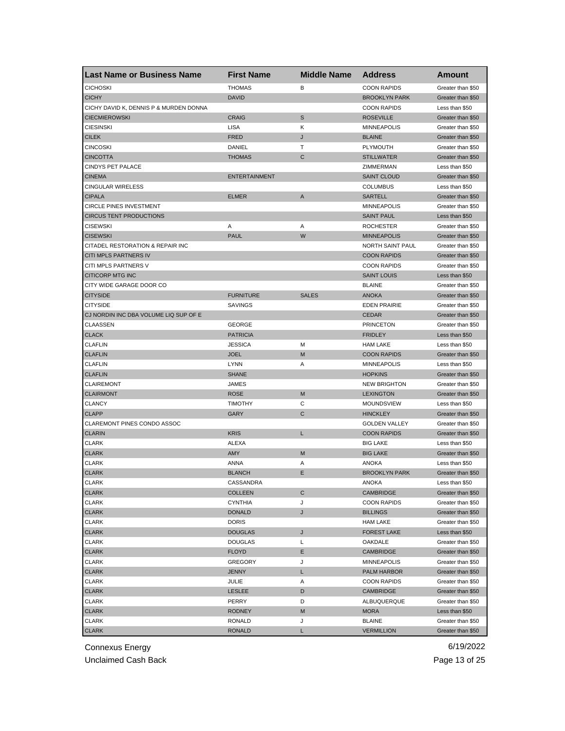| Last Name or Business Name | First Name | Middle Name | Address | Amount |
|---|---|---|---|---|
| CICHOSKI | THOMAS | B | COON RAPIDS | Greater than $50 |
| CICHY | DAVID | | BROOKLYN PARK | Greater than $50 |
| CICHY DAVID K, DENNIS P & MURDEN DONNA | | | COON RAPIDS | Less than $50 |
| CIECMIEROWSKI | CRAIG | S | ROSEVILLE | Greater than $50 |
| CIESINSKI | LISA | K | MINNEAPOLIS | Greater than $50 |
| CILEK | FRED | J | BLAINE | Greater than $50 |
| CINCOSKI | DANIEL | T | PLYMOUTH | Greater than $50 |
| CINCOTTA | THOMAS | C | STILLWATER | Greater than $50 |
| CINDYS PET PALACE | | | ZIMMERMAN | Less than $50 |
| CINEMA | ENTERTAINMENT | | SAINT CLOUD | Greater than $50 |
| CINGULAR WIRELESS | | | COLUMBUS | Less than $50 |
| CIPALA | ELMER | A | SARTELL | Greater than $50 |
| CIRCLE PINES INVESTMENT | | | MINNEAPOLIS | Greater than $50 |
| CIRCUS TENT PRODUCTIONS | | | SAINT PAUL | Less than $50 |
| CISEWSKI | A | A | ROCHESTER | Greater than $50 |
| CISEWSKI | PAUL | W | MINNEAPOLIS | Greater than $50 |
| CITADEL RESTORATION & REPAIR INC | | | NORTH SAINT PAUL | Greater than $50 |
| CITI MPLS PARTNERS IV | | | COON RAPIDS | Greater than $50 |
| CITI MPLS PARTNERS V | | | COON RAPIDS | Greater than $50 |
| CITICORP MTG INC | | | SAINT LOUIS | Less than $50 |
| CITY WIDE GARAGE DOOR CO | | | BLAINE | Greater than $50 |
| CITYSIDE | FURNITURE | SALES | ANOKA | Greater than $50 |
| CITYSIDE | SAVINGS | | EDEN PRAIRIE | Greater than $50 |
| CJ NORDIN INC DBA VOLUME LIQ SUP OF E | | | CEDAR | Greater than $50 |
| CLAASSEN | GEORGE | | PRINCETON | Greater than $50 |
| CLACK | PATRICIA | | FRIDLEY | Less than $50 |
| CLAFLIN | JESSICA | M | HAM LAKE | Less than $50 |
| CLAFLIN | JOEL | M | COON RAPIDS | Greater than $50 |
| CLAFLIN | LYNN | A | MINNEAPOLIS | Less than $50 |
| CLAFLIN | SHANE | | HOPKINS | Greater than $50 |
| CLAIREMONT | JAMES | | NEW BRIGHTON | Greater than $50 |
| CLAIRMONT | ROSE | M | LEXINGTON | Greater than $50 |
| CLANCY | TIMOTHY | C | MOUNDSVIEW | Less than $50 |
| CLAPP | GARY | C | HINCKLEY | Greater than $50 |
| CLAREMONT PINES CONDO ASSOC | | | GOLDEN VALLEY | Greater than $50 |
| CLARIN | KRIS | L | COON RAPIDS | Greater than $50 |
| CLARK | ALEXA | | BIG LAKE | Less than $50 |
| CLARK | AMY | M | BIG LAKE | Greater than $50 |
| CLARK | ANNA | A | ANOKA | Less than $50 |
| CLARK | BLANCH | E | BROOKLYN PARK | Greater than $50 |
| CLARK | CASSANDRA | | ANOKA | Less than $50 |
| CLARK | COLLEEN | C | CAMBRIDGE | Greater than $50 |
| CLARK | CYNTHIA | J | COON RAPIDS | Greater than $50 |
| CLARK | DONALD | J | BILLINGS | Greater than $50 |
| CLARK | DORIS | | HAM LAKE | Greater than $50 |
| CLARK | DOUGLAS | J | FOREST LAKE | Less than $50 |
| CLARK | DOUGLAS | L | OAKDALE | Greater than $50 |
| CLARK | FLOYD | E | CAMBRIDGE | Greater than $50 |
| CLARK | GREGORY | J | MINNEAPOLIS | Greater than $50 |
| CLARK | JENNY | L | PALM HARBOR | Greater than $50 |
| CLARK | JULIE | A | COON RAPIDS | Greater than $50 |
| CLARK | LESLEE | D | CAMBRIDGE | Greater than $50 |
| CLARK | PERRY | D | ALBUQUERQUE | Greater than $50 |
| CLARK | RODNEY | M | MORA | Less than $50 |
| CLARK | RONALD | J | BLAINE | Greater than $50 |
| CLARK | RONALD | L | VERMILLION | Greater than $50 |

Connexus Energy
Unclaimed Cash Back

6/19/2022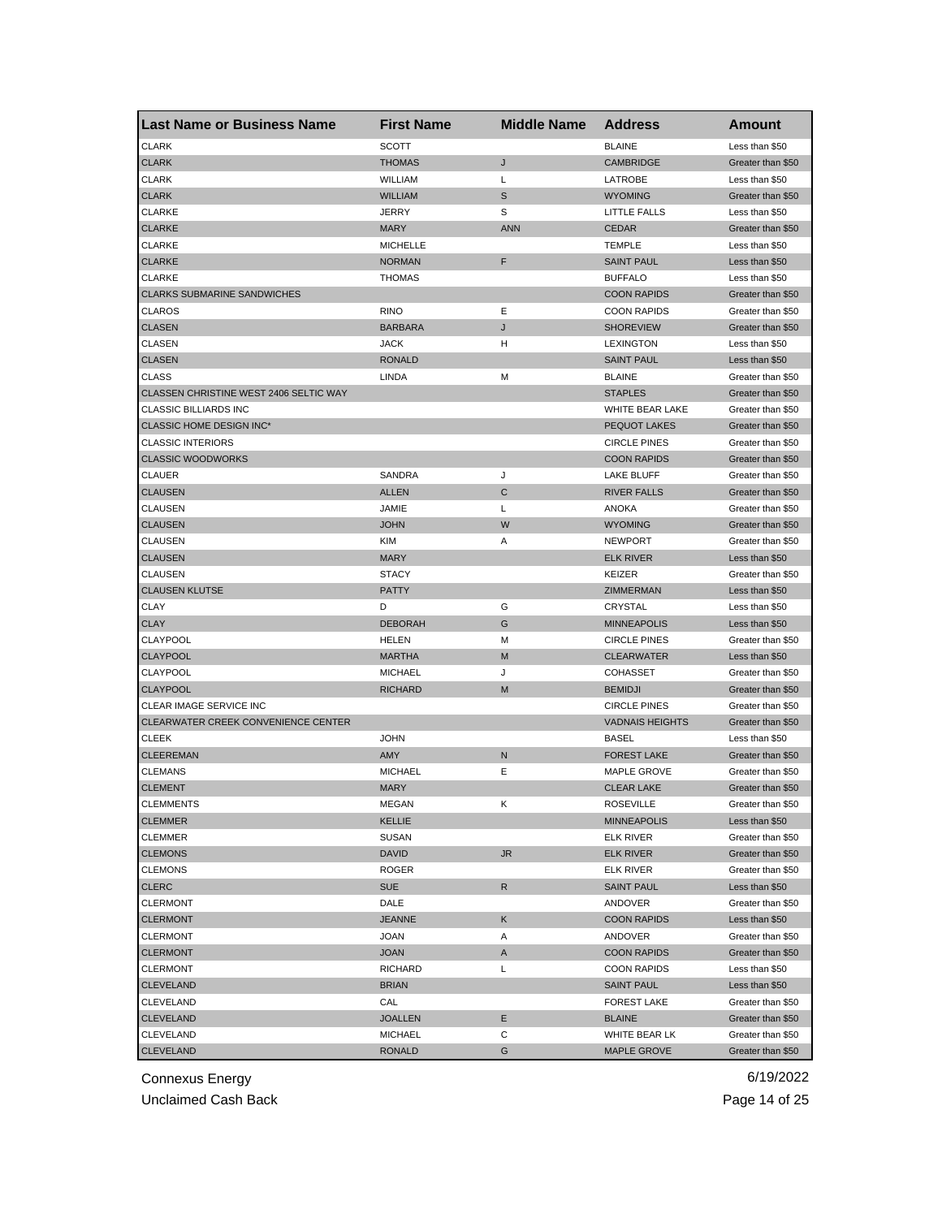| Last Name or Business Name | First Name | Middle Name | Address | Amount |
|---|---|---|---|---|
| CLARK | SCOTT | | BLAINE | Less than $50 |
| CLARK | THOMAS | J | CAMBRIDGE | Greater than $50 |
| CLARK | WILLIAM | L | LATROBE | Less than $50 |
| CLARK | WILLIAM | S | WYOMING | Greater than $50 |
| CLARKE | JERRY | S | LITTLE FALLS | Less than $50 |
| CLARKE | MARY | ANN | CEDAR | Greater than $50 |
| CLARKE | MICHELLE | | TEMPLE | Less than $50 |
| CLARKE | NORMAN | F | SAINT PAUL | Less than $50 |
| CLARKE | THOMAS | | BUFFALO | Less than $50 |
| CLARKS SUBMARINE SANDWICHES | | | COON RAPIDS | Greater than $50 |
| CLAROS | RINO | E | COON RAPIDS | Greater than $50 |
| CLASEN | BARBARA | J | SHOREVIEW | Greater than $50 |
| CLASEN | JACK | H | LEXINGTON | Less than $50 |
| CLASEN | RONALD | | SAINT PAUL | Less than $50 |
| CLASS | LINDA | M | BLAINE | Greater than $50 |
| CLASSEN CHRISTINE WEST 2406 SELTIC WAY | | | STAPLES | Greater than $50 |
| CLASSIC BILLIARDS INC | | | WHITE BEAR LAKE | Greater than $50 |
| CLASSIC HOME DESIGN INC* | | | PEQUOT LAKES | Greater than $50 |
| CLASSIC INTERIORS | | | CIRCLE PINES | Greater than $50 |
| CLASSIC WOODWORKS | | | COON RAPIDS | Greater than $50 |
| CLAUER | SANDRA | J | LAKE BLUFF | Greater than $50 |
| CLAUSEN | ALLEN | C | RIVER FALLS | Greater than $50 |
| CLAUSEN | JAMIE | L | ANOKA | Greater than $50 |
| CLAUSEN | JOHN | W | WYOMING | Greater than $50 |
| CLAUSEN | KIM | A | NEWPORT | Greater than $50 |
| CLAUSEN | MARY | | ELK RIVER | Less than $50 |
| CLAUSEN | STACY | | KEIZER | Greater than $50 |
| CLAUSEN KLUTSE | PATTY | | ZIMMERMAN | Less than $50 |
| CLAY | D | G | CRYSTAL | Less than $50 |
| CLAY | DEBORAH | G | MINNEAPOLIS | Less than $50 |
| CLAYPOOL | HELEN | M | CIRCLE PINES | Greater than $50 |
| CLAYPOOL | MARTHA | M | CLEARWATER | Less than $50 |
| CLAYPOOL | MICHAEL | J | COHASSET | Greater than $50 |
| CLAYPOOL | RICHARD | M | BEMIDJI | Greater than $50 |
| CLEAR IMAGE SERVICE INC | | | CIRCLE PINES | Greater than $50 |
| CLEARWATER CREEK CONVENIENCE CENTER | | | VADNAIS HEIGHTS | Greater than $50 |
| CLEEK | JOHN | | BASEL | Less than $50 |
| CLEEREMAN | AMY | N | FOREST LAKE | Greater than $50 |
| CLEMANS | MICHAEL | E | MAPLE GROVE | Greater than $50 |
| CLEMENT | MARY | | CLEAR LAKE | Greater than $50 |
| CLEMMENTS | MEGAN | K | ROSEVILLE | Greater than $50 |
| CLEMMER | KELLIE | | MINNEAPOLIS | Less than $50 |
| CLEMMER | SUSAN | | ELK RIVER | Greater than $50 |
| CLEMONS | DAVID | JR | ELK RIVER | Greater than $50 |
| CLEMONS | ROGER | | ELK RIVER | Greater than $50 |
| CLERC | SUE | R | SAINT PAUL | Less than $50 |
| CLERMONT | DALE | | ANDOVER | Greater than $50 |
| CLERMONT | JEANNE | K | COON RAPIDS | Less than $50 |
| CLERMONT | JOAN | A | ANDOVER | Greater than $50 |
| CLERMONT | JOAN | A | COON RAPIDS | Greater than $50 |
| CLERMONT | RICHARD | L | COON RAPIDS | Less than $50 |
| CLEVELAND | BRIAN | | SAINT PAUL | Less than $50 |
| CLEVELAND | CAL | | FOREST LAKE | Greater than $50 |
| CLEVELAND | JOALLEN | E | BLAINE | Greater than $50 |
| CLEVELAND | MICHAEL | C | WHITE BEAR LK | Greater than $50 |
| CLEVELAND | RONALD | G | MAPLE GROVE | Greater than $50 |

Connexus Energy
Unclaimed Cash Back

6/19/2022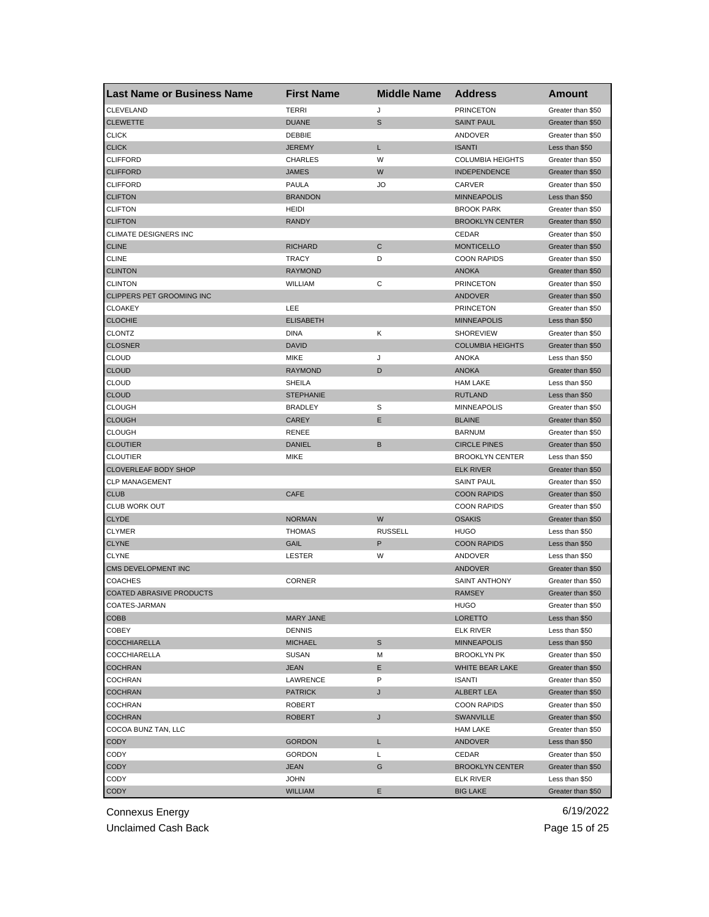| Last Name or Business Name | First Name | Middle Name | Address | Amount |
|---|---|---|---|---|
| CLEVELAND | TERRI | J | PRINCETON | Greater than $50 |
| CLEWETTE | DUANE | S | SAINT PAUL | Greater than $50 |
| CLICK | DEBBIE | | ANDOVER | Greater than $50 |
| CLICK | JEREMY | L | ISANTI | Less than $50 |
| CLIFFORD | CHARLES | W | COLUMBIA HEIGHTS | Greater than $50 |
| CLIFFORD | JAMES | W | INDEPENDENCE | Greater than $50 |
| CLIFFORD | PAULA | JO | CARVER | Greater than $50 |
| CLIFTON | BRANDON | | MINNEAPOLIS | Less than $50 |
| CLIFTON | HEIDI | | BROOK PARK | Greater than $50 |
| CLIFTON | RANDY | | BROOKLYN CENTER | Greater than $50 |
| CLIMATE DESIGNERS INC | | | CEDAR | Greater than $50 |
| CLINE | RICHARD | C | MONTICELLO | Greater than $50 |
| CLINE | TRACY | D | COON RAPIDS | Greater than $50 |
| CLINTON | RAYMOND | | ANOKA | Greater than $50 |
| CLINTON | WILLIAM | C | PRINCETON | Greater than $50 |
| CLIPPERS PET GROOMING INC | | | ANDOVER | Greater than $50 |
| CLOAKEY | LEE | | PRINCETON | Greater than $50 |
| CLOCHIE | ELISABETH | | MINNEAPOLIS | Less than $50 |
| CLONTZ | DINA | K | SHOREVIEW | Greater than $50 |
| CLOSNER | DAVID | | COLUMBIA HEIGHTS | Greater than $50 |
| CLOUD | MIKE | J | ANOKA | Less than $50 |
| CLOUD | RAYMOND | D | ANOKA | Greater than $50 |
| CLOUD | SHEILA | | HAM LAKE | Less than $50 |
| CLOUD | STEPHANIE | | RUTLAND | Less than $50 |
| CLOUGH | BRADLEY | S | MINNEAPOLIS | Greater than $50 |
| CLOUGH | CAREY | E | BLAINE | Greater than $50 |
| CLOUGH | RENEE | | BARNUM | Greater than $50 |
| CLOUTIER | DANIEL | B | CIRCLE PINES | Greater than $50 |
| CLOUTIER | MIKE | | BROOKLYN CENTER | Less than $50 |
| CLOVERLEAF BODY SHOP | | | ELK RIVER | Greater than $50 |
| CLP MANAGEMENT | | | SAINT PAUL | Greater than $50 |
| CLUB | CAFE | | COON RAPIDS | Greater than $50 |
| CLUB WORK OUT | | | COON RAPIDS | Greater than $50 |
| CLYDE | NORMAN | W | OSAKIS | Greater than $50 |
| CLYMER | THOMAS | RUSSELL | HUGO | Less than $50 |
| CLYNE | GAIL | P | COON RAPIDS | Less than $50 |
| CLYNE | LESTER | W | ANDOVER | Less than $50 |
| CMS DEVELOPMENT INC | | | ANDOVER | Greater than $50 |
| COACHES | CORNER | | SAINT ANTHONY | Greater than $50 |
| COATED ABRASIVE PRODUCTS | | | RAMSEY | Greater than $50 |
| COATES-JARMAN | | | HUGO | Greater than $50 |
| COBB | MARY JANE | | LORETTO | Less than $50 |
| COBEY | DENNIS | | ELK RIVER | Less than $50 |
| COCCHIARELLA | MICHAEL | S | MINNEAPOLIS | Less than $50 |
| COCCHIARELLA | SUSAN | M | BROOKLYN PK | Greater than $50 |
| COCHRAN | JEAN | E | WHITE BEAR LAKE | Greater than $50 |
| COCHRAN | LAWRENCE | P | ISANTI | Greater than $50 |
| COCHRAN | PATRICK | J | ALBERT LEA | Greater than $50 |
| COCHRAN | ROBERT | | COON RAPIDS | Greater than $50 |
| COCHRAN | ROBERT | J | SWANVILLE | Greater than $50 |
| COCOA BUNZ TAN, LLC | | | HAM LAKE | Greater than $50 |
| CODY | GORDON | L | ANDOVER | Less than $50 |
| CODY | GORDON | L | CEDAR | Greater than $50 |
| CODY | JEAN | G | BROOKLYN CENTER | Greater than $50 |
| CODY | JOHN | | ELK RIVER | Less than $50 |
| CODY | WILLIAM | E | BIG LAKE | Greater than $50 |

Connexus Energy 6/19/2022

Unclaimed Cash Back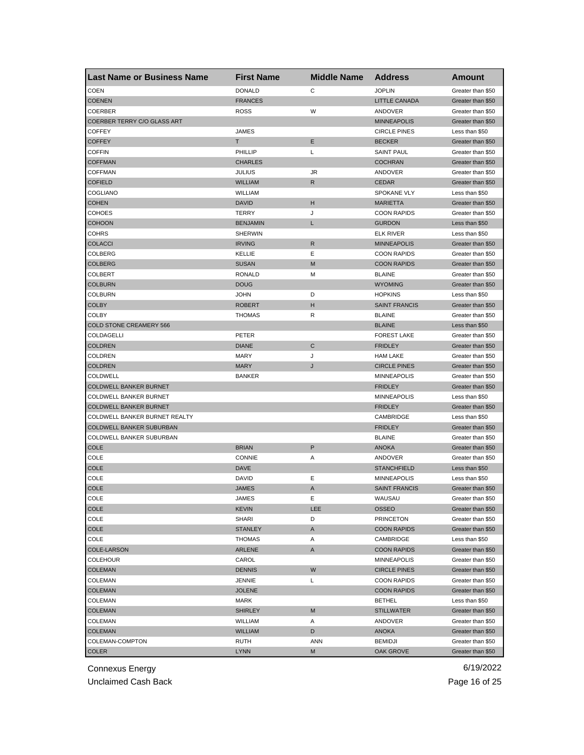| Last Name or Business Name | First Name | Middle Name | Address | Amount |
| --- | --- | --- | --- | --- |
| COEN | DONALD | C | JOPLIN | Greater than $50 |
| COENEN | FRANCES | | LITTLE CANADA | Greater than $50 |
| COERBER | ROSS | W | ANDOVER | Greater than $50 |
| COERBER TERRY C/O GLASS ART | | | MINNEAPOLIS | Greater than $50 |
| COFFEY | JAMES | | CIRCLE PINES | Less than $50 |
| COFFEY | T | E | BECKER | Greater than $50 |
| COFFIN | PHILLIP | L | SAINT PAUL | Greater than $50 |
| COFFMAN | CHARLES | | COCHRAN | Greater than $50 |
| COFFMAN | JULIUS | JR | ANDOVER | Greater than $50 |
| COFIELD | WILLIAM | R | CEDAR | Greater than $50 |
| COGLIANO | WILLIAM | | SPOKANE VLY | Less than $50 |
| COHEN | DAVID | H | MARIETTA | Greater than $50 |
| COHOES | TERRY | J | COON RAPIDS | Greater than $50 |
| COHOON | BENJAMIN | L | GURDON | Less than $50 |
| COHRS | SHERWIN | | ELK RIVER | Less than $50 |
| COLACCI | IRVING | R | MINNEAPOLIS | Greater than $50 |
| COLBERG | KELLIE | E | COON RAPIDS | Greater than $50 |
| COLBERG | SUSAN | M | COON RAPIDS | Greater than $50 |
| COLBERT | RONALD | M | BLAINE | Greater than $50 |
| COLBURN | DOUG | | WYOMING | Greater than $50 |
| COLBURN | JOHN | D | HOPKINS | Less than $50 |
| COLBY | ROBERT | H | SAINT FRANCIS | Greater than $50 |
| COLBY | THOMAS | R | BLAINE | Greater than $50 |
| COLD STONE CREAMERY 566 | | | BLAINE | Less than $50 |
| COLDAGELLI | PETER | | FOREST LAKE | Greater than $50 |
| COLDREN | DIANE | C | FRIDLEY | Greater than $50 |
| COLDREN | MARY | J | HAM LAKE | Greater than $50 |
| COLDREN | MARY | J | CIRCLE PINES | Greater than $50 |
| COLDWELL | BANKER | | MINNEAPOLIS | Greater than $50 |
| COLDWELL BANKER BURNET | | | FRIDLEY | Greater than $50 |
| COLDWELL BANKER BURNET | | | MINNEAPOLIS | Less than $50 |
| COLDWELL BANKER BURNET | | | FRIDLEY | Greater than $50 |
| COLDWELL BANKER BURNET REALTY | | | CAMBRIDGE | Less than $50 |
| COLDWELL BANKER SUBURBAN | | | FRIDLEY | Greater than $50 |
| COLDWELL BANKER SUBURBAN | | | BLAINE | Greater than $50 |
| COLE | BRIAN | P | ANOKA | Greater than $50 |
| COLE | CONNIE | A | ANDOVER | Greater than $50 |
| COLE | DAVE | | STANCHFIELD | Less than $50 |
| COLE | DAVID | E | MINNEAPOLIS | Less than $50 |
| COLE | JAMES | A | SAINT FRANCIS | Greater than $50 |
| COLE | JAMES | E | WAUSAU | Greater than $50 |
| COLE | KEVIN | LEE | OSSEO | Greater than $50 |
| COLE | SHARI | D | PRINCETON | Greater than $50 |
| COLE | STANLEY | A | COON RAPIDS | Greater than $50 |
| COLE | THOMAS | A | CAMBRIDGE | Less than $50 |
| COLE-LARSON | ARLENE | A | COON RAPIDS | Greater than $50 |
| COLEHOUR | CAROL | | MINNEAPOLIS | Greater than $50 |
| COLEMAN | DENNIS | W | CIRCLE PINES | Greater than $50 |
| COLEMAN | JENNIE | L | COON RAPIDS | Greater than $50 |
| COLEMAN | JOLENE | | COON RAPIDS | Greater than $50 |
| COLEMAN | MARK | | BETHEL | Less than $50 |
| COLEMAN | SHIRLEY | M | STILLWATER | Greater than $50 |
| COLEMAN | WILLIAM | A | ANDOVER | Greater than $50 |
| COLEMAN | WILLIAM | D | ANOKA | Greater than $50 |
| COLEMAN-COMPTON | RUTH | ANN | BEMIDJI | Greater than $50 |
| COLER | LYNN | M | OAK GROVE | Greater than $50 |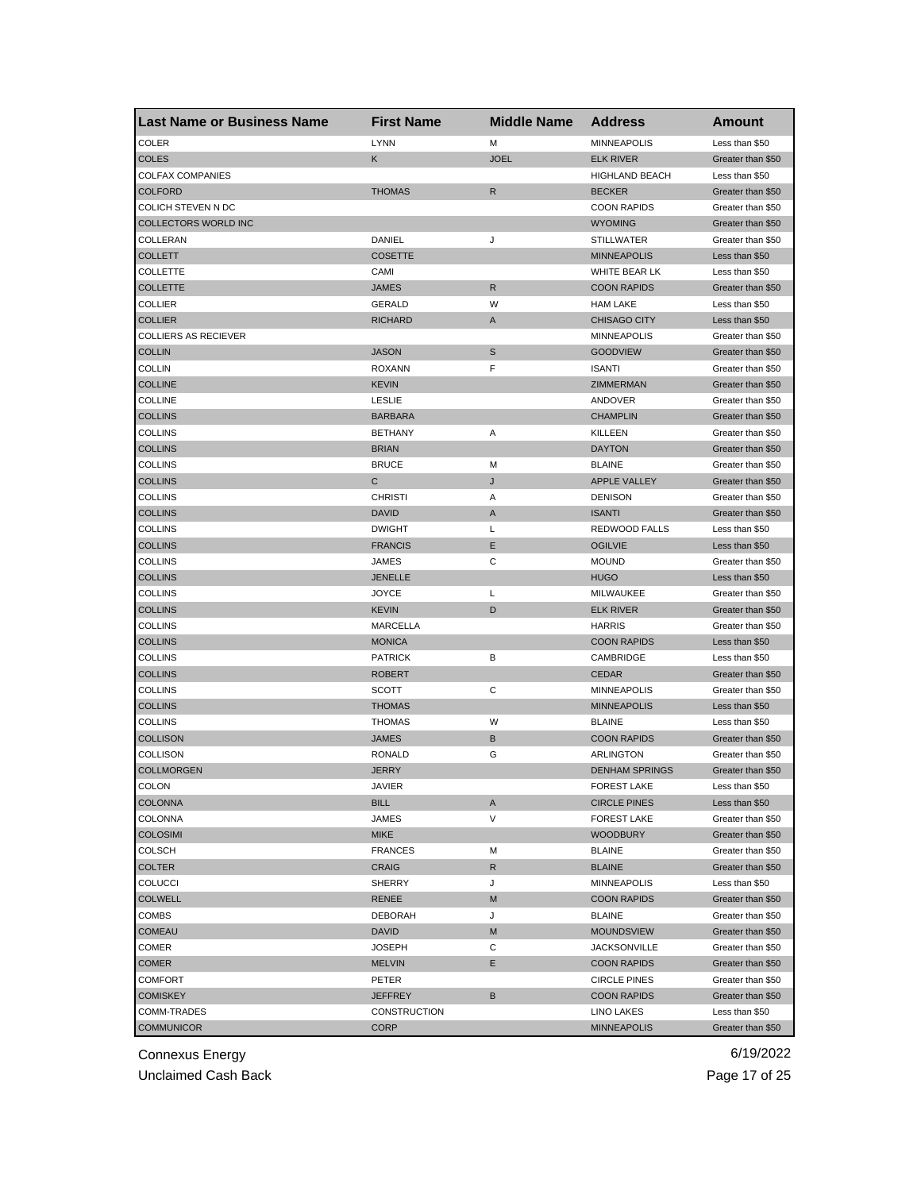| Last Name or Business Name | First Name | Middle Name | Address | Amount |
|---|---|---|---|---|
| COLER | LYNN | M | MINNEAPOLIS | Less than $50 |
| COLES | K | JOEL | ELK RIVER | Greater than $50 |
| COLFAX COMPANIES | | | HIGHLAND BEACH | Less than $50 |
| COLFORD | THOMAS | R | BECKER | Greater than $50 |
| COLICH STEVEN N DC | | | COON RAPIDS | Greater than $50 |
| COLLECTORS WORLD INC | | | WYOMING | Greater than $50 |
| COLLERAN | DANIEL | J | STILLWATER | Greater than $50 |
| COLLETT | COSETTE | | MINNEAPOLIS | Less than $50 |
| COLLETTE | CAMI | | WHITE BEAR LK | Less than $50 |
| COLLETTE | JAMES | R | COON RAPIDS | Greater than $50 |
| COLLIER | GERALD | W | HAM LAKE | Less than $50 |
| COLLIER | RICHARD | A | CHISAGO CITY | Less than $50 |
| COLLIERS AS RECIEVER | | | MINNEAPOLIS | Greater than $50 |
| COLLIN | JASON | S | GOODVIEW | Greater than $50 |
| COLLIN | ROXANN | F | ISANTI | Greater than $50 |
| COLLINE | KEVIN | | ZIMMERMAN | Greater than $50 |
| COLLINE | LESLIE | | ANDOVER | Greater than $50 |
| COLLINS | BARBARA | | CHAMPLIN | Greater than $50 |
| COLLINS | BETHANY | A | KILLEEN | Greater than $50 |
| COLLINS | BRIAN | | DAYTON | Greater than $50 |
| COLLINS | BRUCE | M | BLAINE | Greater than $50 |
| COLLINS | C | J | APPLE VALLEY | Greater than $50 |
| COLLINS | CHRISTI | A | DENISON | Greater than $50 |
| COLLINS | DAVID | A | ISANTI | Greater than $50 |
| COLLINS | DWIGHT | L | REDWOOD FALLS | Less than $50 |
| COLLINS | FRANCIS | E | OGILVIE | Less than $50 |
| COLLINS | JAMES | C | MOUND | Greater than $50 |
| COLLINS | JENELLE | | HUGO | Less than $50 |
| COLLINS | JOYCE | L | MILWAUKEE | Greater than $50 |
| COLLINS | KEVIN | D | ELK RIVER | Greater than $50 |
| COLLINS | MARCELLA | | HARRIS | Greater than $50 |
| COLLINS | MONICA | | COON RAPIDS | Less than $50 |
| COLLINS | PATRICK | B | CAMBRIDGE | Less than $50 |
| COLLINS | ROBERT | | CEDAR | Greater than $50 |
| COLLINS | SCOTT | C | MINNEAPOLIS | Greater than $50 |
| COLLINS | THOMAS | | MINNEAPOLIS | Less than $50 |
| COLLINS | THOMAS | W | BLAINE | Less than $50 |
| COLLISON | JAMES | B | COON RAPIDS | Greater than $50 |
| COLLISON | RONALD | G | ARLINGTON | Greater than $50 |
| COLLMORGEN | JERRY | | DENHAM SPRINGS | Greater than $50 |
| COLON | JAVIER | | FOREST LAKE | Less than $50 |
| COLONNA | BILL | A | CIRCLE PINES | Less than $50 |
| COLONNA | JAMES | V | FOREST LAKE | Greater than $50 |
| COLOSIMI | MIKE | | WOODBURY | Greater than $50 |
| COLSCH | FRANCES | M | BLAINE | Greater than $50 |
| COLTER | CRAIG | R | BLAINE | Greater than $50 |
| COLUCCI | SHERRY | J | MINNEAPOLIS | Less than $50 |
| COLWELL | RENEE | M | COON RAPIDS | Greater than $50 |
| COMBS | DEBORAH | J | BLAINE | Greater than $50 |
| COMEAU | DAVID | M | MOUNDSVIEW | Greater than $50 |
| COMER | JOSEPH | C | JACKSONVILLE | Greater than $50 |
| COMER | MELVIN | E | COON RAPIDS | Greater than $50 |
| COMFORT | PETER | | CIRCLE PINES | Greater than $50 |
| COMISKEY | JEFFREY | B | COON RAPIDS | Greater than $50 |
| COMM-TRADES | CONSTRUCTION | | LINO LAKES | Less than $50 |
| COMMUNICOR | CORP | | MINNEAPOLIS | Greater than $50 |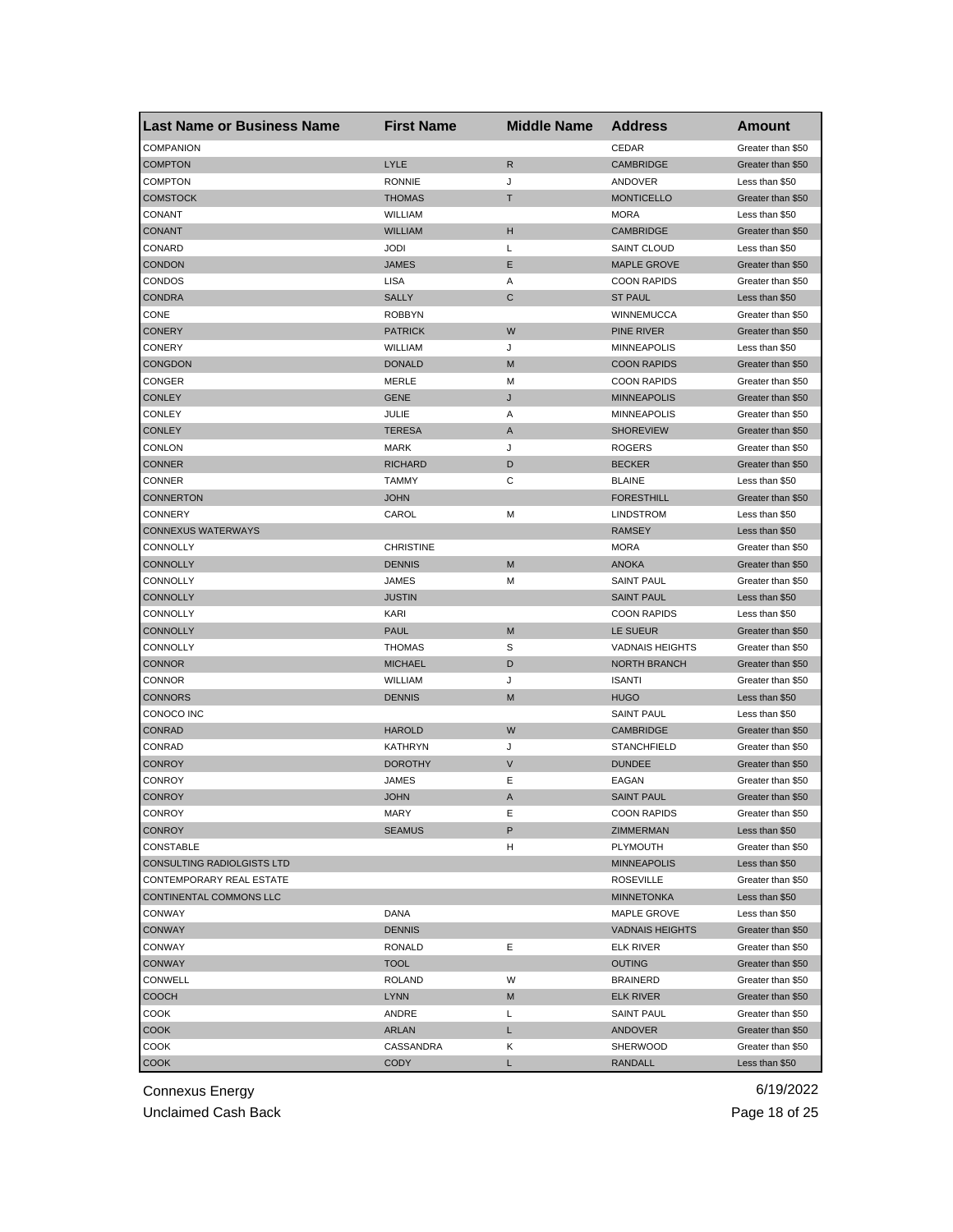| Last Name or Business Name | First Name | Middle Name | Address | Amount |
|---|---|---|---|---|
| COMPANION | | | CEDAR | Greater than $50 |
| COMPTON | LYLE | R | CAMBRIDGE | Greater than $50 |
| COMPTON | RONNIE | J | ANDOVER | Less than $50 |
| COMSTOCK | THOMAS | T | MONTICELLO | Greater than $50 |
| CONANT | WILLIAM | | MORA | Less than $50 |
| CONANT | WILLIAM | H | CAMBRIDGE | Greater than $50 |
| CONARD | JODI | L | SAINT CLOUD | Less than $50 |
| CONDON | JAMES | E | MAPLE GROVE | Greater than $50 |
| CONDOS | LISA | A | COON RAPIDS | Greater than $50 |
| CONDRA | SALLY | C | ST PAUL | Less than $50 |
| CONE | ROBBYN | | WINNEMUCCA | Greater than $50 |
| CONERY | PATRICK | W | PINE RIVER | Greater than $50 |
| CONERY | WILLIAM | J | MINNEAPOLIS | Less than $50 |
| CONGDON | DONALD | M | COON RAPIDS | Greater than $50 |
| CONGER | MERLE | M | COON RAPIDS | Greater than $50 |
| CONLEY | GENE | J | MINNEAPOLIS | Greater than $50 |
| CONLEY | JULIE | A | MINNEAPOLIS | Greater than $50 |
| CONLEY | TERESA | A | SHOREVIEW | Greater than $50 |
| CONLON | MARK | J | ROGERS | Greater than $50 |
| CONNER | RICHARD | D | BECKER | Greater than $50 |
| CONNER | TAMMY | C | BLAINE | Less than $50 |
| CONNERTON | JOHN | | FORESTHILL | Greater than $50 |
| CONNERY | CAROL | M | LINDSTROM | Less than $50 |
| CONNEXUS WATERWAYS | | | RAMSEY | Less than $50 |
| CONNOLLY | CHRISTINE | | MORA | Greater than $50 |
| CONNOLLY | DENNIS | M | ANOKA | Greater than $50 |
| CONNOLLY | JAMES | M | SAINT PAUL | Greater than $50 |
| CONNOLLY | JUSTIN | | SAINT PAUL | Less than $50 |
| CONNOLLY | KARI | | COON RAPIDS | Less than $50 |
| CONNOLLY | PAUL | M | LE SUEUR | Greater than $50 |
| CONNOLLY | THOMAS | S | VADNAIS HEIGHTS | Greater than $50 |
| CONNOR | MICHAEL | D | NORTH BRANCH | Greater than $50 |
| CONNOR | WILLIAM | J | ISANTI | Greater than $50 |
| CONNORS | DENNIS | M | HUGO | Less than $50 |
| CONOCO INC | | | SAINT PAUL | Less than $50 |
| CONRAD | HAROLD | W | CAMBRIDGE | Greater than $50 |
| CONRAD | KATHRYN | J | STANCHFIELD | Greater than $50 |
| CONROY | DOROTHY | V | DUNDEE | Greater than $50 |
| CONROY | JAMES | E | EAGAN | Greater than $50 |
| CONROY | JOHN | A | SAINT PAUL | Greater than $50 |
| CONROY | MARY | E | COON RAPIDS | Greater than $50 |
| CONROY | SEAMUS | P | ZIMMERMAN | Less than $50 |
| CONSTABLE | | H | PLYMOUTH | Greater than $50 |
| CONSULTING RADIOLGISTS LTD | | | MINNEAPOLIS | Less than $50 |
| CONTEMPORARY REAL ESTATE | | | ROSEVILLE | Greater than $50 |
| CONTINENTAL COMMONS LLC | | | MINNETONKA | Less than $50 |
| CONWAY | DANA | | MAPLE GROVE | Less than $50 |
| CONWAY | DENNIS | | VADNAIS HEIGHTS | Greater than $50 |
| CONWAY | RONALD | E | ELK RIVER | Greater than $50 |
| CONWAY | TOOL | | OUTING | Greater than $50 |
| CONWELL | ROLAND | W | BRAINERD | Greater than $50 |
| COOCH | LYNN | M | ELK RIVER | Greater than $50 |
| COOK | ANDRE | L | SAINT PAUL | Greater than $50 |
| COOK | ARLAN | L | ANDOVER | Greater than $50 |
| COOK | CASSANDRA | K | SHERWOOD | Greater than $50 |
| COOK | CODY | L | RANDALL | Less than $50 |

Connexus Energy 6/19/2022

Unclaimed Cash Back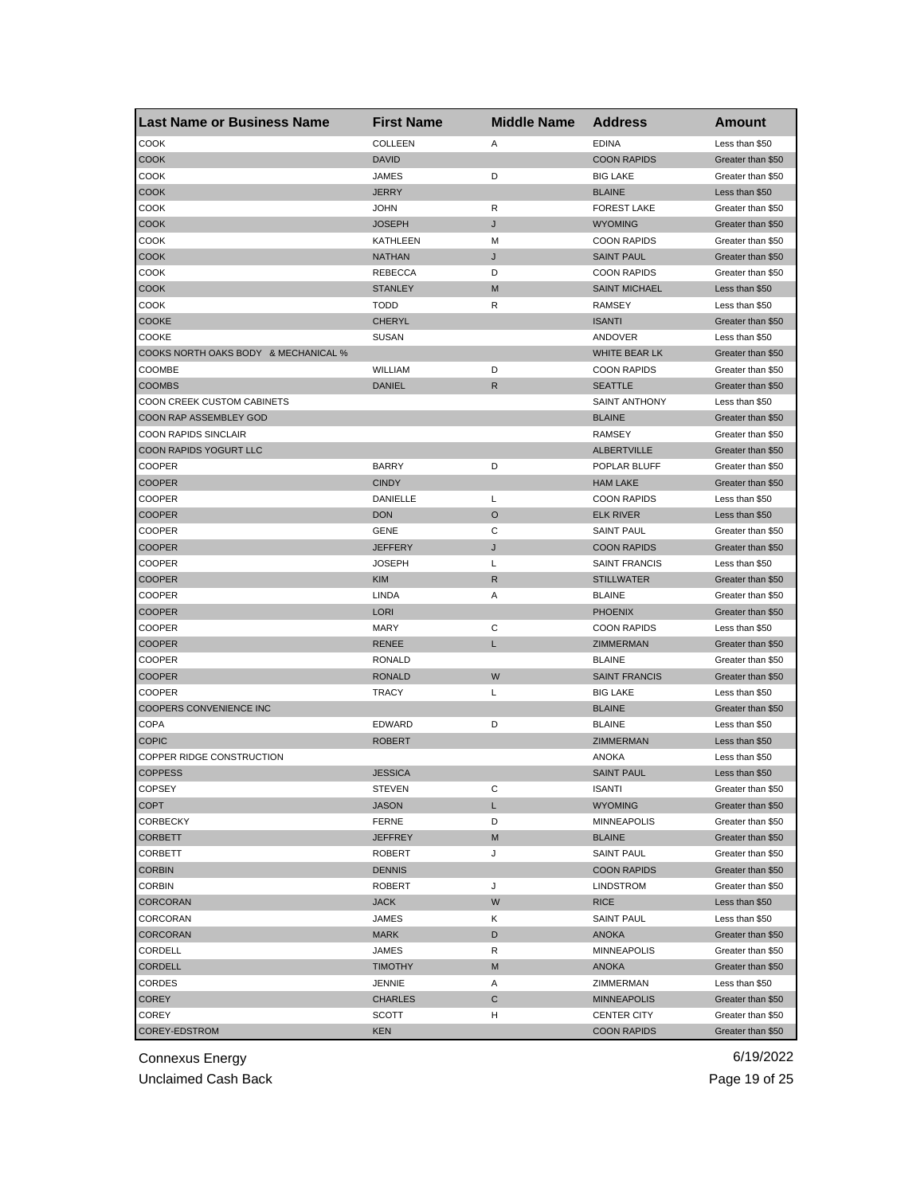| Last Name or Business Name | First Name | Middle Name | Address | Amount |
|---|---|---|---|---|
| COOK | COLLEEN | A | EDINA | Less than $50 |
| COOK | DAVID | | COON RAPIDS | Greater than $50 |
| COOK | JAMES | D | BIG LAKE | Greater than $50 |
| COOK | JERRY | | BLAINE | Less than $50 |
| COOK | JOHN | R | FOREST LAKE | Greater than $50 |
| COOK | JOSEPH | J | WYOMING | Greater than $50 |
| COOK | KATHLEEN | M | COON RAPIDS | Greater than $50 |
| COOK | NATHAN | J | SAINT PAUL | Greater than $50 |
| COOK | REBECCA | D | COON RAPIDS | Greater than $50 |
| COOK | STANLEY | M | SAINT MICHAEL | Less than $50 |
| COOK | TODD | R | RAMSEY | Less than $50 |
| COOKE | CHERYL | | ISANTI | Greater than $50 |
| COOKE | SUSAN | | ANDOVER | Less than $50 |
| COOKS NORTH OAKS BODY & MECHANICAL % | | | WHITE BEAR LK | Greater than $50 |
| COOMBE | WILLIAM | D | COON RAPIDS | Greater than $50 |
| COOMBS | DANIEL | R | SEATTLE | Greater than $50 |
| COON CREEK CUSTOM CABINETS | | | SAINT ANTHONY | Less than $50 |
| COON RAP ASSEMBLEY GOD | | | BLAINE | Greater than $50 |
| COON RAPIDS SINCLAIR | | | RAMSEY | Greater than $50 |
| COON RAPIDS YOGURT LLC | | | ALBERTVILLE | Greater than $50 |
| COOPER | BARRY | D | POPLAR BLUFF | Greater than $50 |
| COOPER | CINDY | | HAM LAKE | Greater than $50 |
| COOPER | DANIELLE | L | COON RAPIDS | Less than $50 |
| COOPER | DON | O | ELK RIVER | Less than $50 |
| COOPER | GENE | C | SAINT PAUL | Greater than $50 |
| COOPER | JEFFERY | J | COON RAPIDS | Greater than $50 |
| COOPER | JOSEPH | L | SAINT FRANCIS | Less than $50 |
| COOPER | KIM | R | STILLWATER | Greater than $50 |
| COOPER | LINDA | A | BLAINE | Greater than $50 |
| COOPER | LORI | | PHOENIX | Greater than $50 |
| COOPER | MARY | C | COON RAPIDS | Less than $50 |
| COOPER | RENEE | L | ZIMMERMAN | Greater than $50 |
| COOPER | RONALD | | BLAINE | Greater than $50 |
| COOPER | RONALD | W | SAINT FRANCIS | Greater than $50 |
| COOPER | TRACY | L | BIG LAKE | Less than $50 |
| COOPERS CONVENIENCE INC | | | BLAINE | Greater than $50 |
| COPA | EDWARD | D | BLAINE | Less than $50 |
| COPIC | ROBERT | | ZIMMERMAN | Less than $50 |
| COPPER RIDGE CONSTRUCTION | | | ANOKA | Less than $50 |
| COPPESS | JESSICA | | SAINT PAUL | Less than $50 |
| COPSEY | STEVEN | C | ISANTI | Greater than $50 |
| COPT | JASON | L | WYOMING | Greater than $50 |
| CORBECKY | FERNE | D | MINNEAPOLIS | Greater than $50 |
| CORBETT | JEFFREY | M | BLAINE | Greater than $50 |
| CORBETT | ROBERT | J | SAINT PAUL | Greater than $50 |
| CORBIN | DENNIS | | COON RAPIDS | Greater than $50 |
| CORBIN | ROBERT | J | LINDSTROM | Greater than $50 |
| CORCORAN | JACK | W | RICE | Less than $50 |
| CORCORAN | JAMES | K | SAINT PAUL | Less than $50 |
| CORCORAN | MARK | D | ANOKA | Greater than $50 |
| CORDELL | JAMES | R | MINNEAPOLIS | Greater than $50 |
| CORDELL | TIMOTHY | M | ANOKA | Greater than $50 |
| CORDES | JENNIE | A | ZIMMERMAN | Less than $50 |
| COREY | CHARLES | C | MINNEAPOLIS | Greater than $50 |
| COREY | SCOTT | H | CENTER CITY | Greater than $50 |
| COREY-EDSTROM | KEN | | COON RAPIDS | Greater than $50 |

Connexus Energy 6/19/2022

Unclaimed Cash Back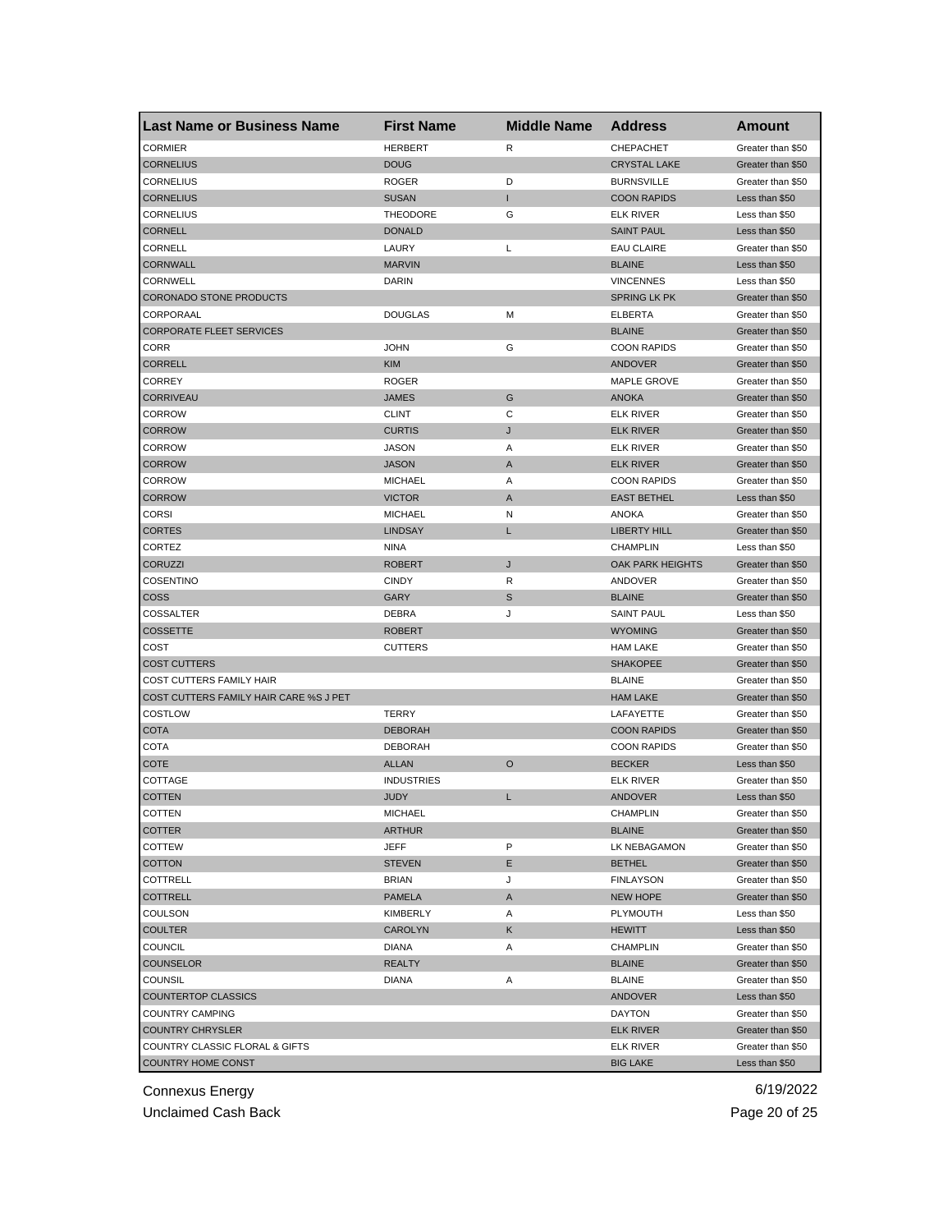| Last Name or Business Name | First Name | Middle Name | Address | Amount |
|---|---|---|---|---|
| CORMIER | HERBERT | R | CHEPACHET | Greater than $50 |
| CORNELIUS | DOUG | | CRYSTAL LAKE | Greater than $50 |
| CORNELIUS | ROGER | D | BURNSVILLE | Greater than $50 |
| CORNELIUS | SUSAN | I | COON RAPIDS | Less than $50 |
| CORNELIUS | THEODORE | G | ELK RIVER | Less than $50 |
| CORNELL | DONALD | | SAINT PAUL | Less than $50 |
| CORNELL | LAURY | L | EAU CLAIRE | Greater than $50 |
| CORNWALL | MARVIN | | BLAINE | Less than $50 |
| CORNWELL | DARIN | | VINCENNES | Less than $50 |
| CORONADO STONE PRODUCTS | | | SPRING LK PK | Greater than $50 |
| CORPORAAL | DOUGLAS | M | ELBERTA | Greater than $50 |
| CORPORATE FLEET SERVICES | | | BLAINE | Greater than $50 |
| CORR | JOHN | G | COON RAPIDS | Greater than $50 |
| CORRELL | KIM | | ANDOVER | Greater than $50 |
| CORREY | ROGER | | MAPLE GROVE | Greater than $50 |
| CORRIVEAU | JAMES | G | ANOKA | Greater than $50 |
| CORROW | CLINT | C | ELK RIVER | Greater than $50 |
| CORROW | CURTIS | J | ELK RIVER | Greater than $50 |
| CORROW | JASON | A | ELK RIVER | Greater than $50 |
| CORROW | JASON | A | ELK RIVER | Greater than $50 |
| CORROW | MICHAEL | A | COON RAPIDS | Greater than $50 |
| CORROW | VICTOR | A | EAST BETHEL | Less than $50 |
| CORSI | MICHAEL | N | ANOKA | Greater than $50 |
| CORTES | LINDSAY | L | LIBERTY HILL | Greater than $50 |
| CORTEZ | NINA | | CHAMPLIN | Less than $50 |
| CORUZZI | ROBERT | J | OAK PARK HEIGHTS | Greater than $50 |
| COSENTINO | CINDY | R | ANDOVER | Greater than $50 |
| COSS | GARY | S | BLAINE | Greater than $50 |
| COSSALTER | DEBRA | J | SAINT PAUL | Less than $50 |
| COSSETTE | ROBERT | | WYOMING | Greater than $50 |
| COST | CUTTERS | | HAM LAKE | Greater than $50 |
| COST CUTTERS | | | SHAKOPEE | Greater than $50 |
| COST CUTTERS FAMILY HAIR | | | BLAINE | Greater than $50 |
| COST CUTTERS FAMILY HAIR CARE %S J PET | | | HAM LAKE | Greater than $50 |
| COSTLOW | TERRY | | LAFAYETTE | Greater than $50 |
| COTA | DEBORAH | | COON RAPIDS | Greater than $50 |
| COTA | DEBORAH | | COON RAPIDS | Greater than $50 |
| COTE | ALLAN | O | BECKER | Less than $50 |
| COTTAGE | INDUSTRIES | | ELK RIVER | Greater than $50 |
| COTTEN | JUDY | L | ANDOVER | Less than $50 |
| COTTEN | MICHAEL | | CHAMPLIN | Greater than $50 |
| COTTER | ARTHUR | | BLAINE | Greater than $50 |
| COTTEW | JEFF | P | LK NEBAGAMON | Greater than $50 |
| COTTON | STEVEN | E | BETHEL | Greater than $50 |
| COTTRELL | BRIAN | J | FINLAYSON | Greater than $50 |
| COTTRELL | PAMELA | A | NEW HOPE | Greater than $50 |
| COULSON | KIMBERLY | A | PLYMOUTH | Less than $50 |
| COULTER | CAROLYN | K | HEWITT | Less than $50 |
| COUNCIL | DIANA | A | CHAMPLIN | Greater than $50 |
| COUNSELOR | REALTY | | BLAINE | Greater than $50 |
| COUNSIL | DIANA | A | BLAINE | Greater than $50 |
| COUNTERTOP CLASSICS | | | ANDOVER | Less than $50 |
| COUNTRY CAMPING | | | DAYTON | Greater than $50 |
| COUNTRY CHRYSLER | | | ELK RIVER | Greater than $50 |
| COUNTRY CLASSIC FLORAL & GIFTS | | | ELK RIVER | Greater than $50 |
| COUNTRY HOME CONST | | | BIG LAKE | Less than $50 |

Connexus Energy
Unclaimed Cash Back
6/19/2022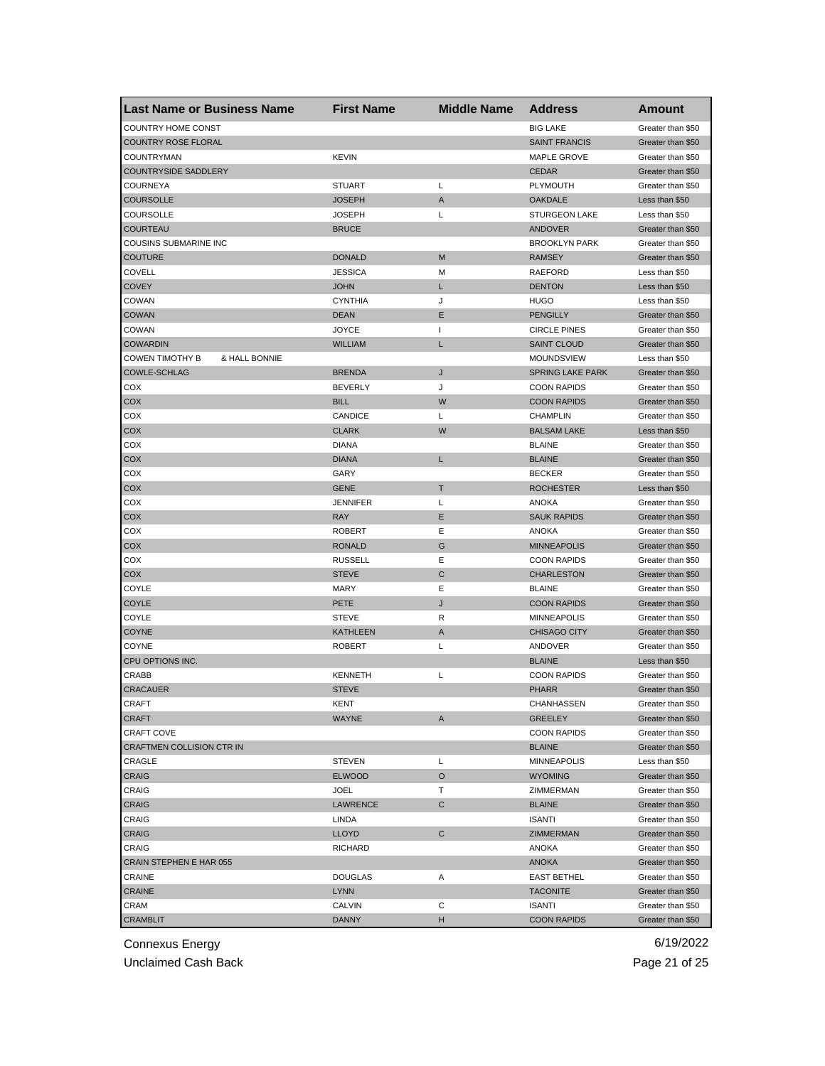| Last Name or Business Name | First Name | Middle Name | Address | Amount |
|---|---|---|---|---|
| COUNTRY HOME CONST | | | BIG LAKE | Greater than $50 |
| COUNTRY ROSE FLORAL | | | SAINT FRANCIS | Greater than $50 |
| COUNTRYMAN | KEVIN | | MAPLE GROVE | Greater than $50 |
| COUNTRYSIDE SADDLERY | | | CEDAR | Greater than $50 |
| COURNEYA | STUART | L | PLYMOUTH | Greater than $50 |
| COURSOLLE | JOSEPH | A | OAKDALE | Less than $50 |
| COURSOLLE | JOSEPH | L | STURGEON LAKE | Less than $50 |
| COURTEAU | BRUCE | | ANDOVER | Greater than $50 |
| COUSINS SUBMARINE INC | | | BROOKLYN PARK | Greater than $50 |
| COUTURE | DONALD | M | RAMSEY | Greater than $50 |
| COVELL | JESSICA | M | RAEFORD | Less than $50 |
| COVEY | JOHN | L | DENTON | Less than $50 |
| COWAN | CYNTHIA | J | HUGO | Less than $50 |
| COWAN | DEAN | E | PENGILLY | Greater than $50 |
| COWAN | JOYCE | I | CIRCLE PINES | Greater than $50 |
| COWARDIN | WILLIAM | L | SAINT CLOUD | Greater than $50 |
| COWEN TIMOTHY B & HALL BONNIE | | | MOUNDSVIEW | Less than $50 |
| COWLE-SCHLAG | BRENDA | J | SPRING LAKE PARK | Greater than $50 |
| COX | BEVERLY | J | COON RAPIDS | Greater than $50 |
| COX | BILL | W | COON RAPIDS | Greater than $50 |
| COX | CANDICE | L | CHAMPLIN | Greater than $50 |
| COX | CLARK | W | BALSAM LAKE | Less than $50 |
| COX | DIANA | | BLAINE | Greater than $50 |
| COX | DIANA | L | BLAINE | Greater than $50 |
| COX | GARY | | BECKER | Greater than $50 |
| COX | GENE | T | ROCHESTER | Less than $50 |
| COX | JENNIFER | L | ANOKA | Greater than $50 |
| COX | RAY | E | SAUK RAPIDS | Greater than $50 |
| COX | ROBERT | E | ANOKA | Greater than $50 |
| COX | RONALD | G | MINNEAPOLIS | Greater than $50 |
| COX | RUSSELL | E | COON RAPIDS | Greater than $50 |
| COX | STEVE | C | CHARLESTON | Greater than $50 |
| COYLE | MARY | E | BLAINE | Greater than $50 |
| COYLE | PETE | J | COON RAPIDS | Greater than $50 |
| COYLE | STEVE | R | MINNEAPOLIS | Greater than $50 |
| COYNE | KATHLEEN | A | CHISAGO CITY | Greater than $50 |
| COYNE | ROBERT | L | ANDOVER | Greater than $50 |
| CPU OPTIONS INC. | | | BLAINE | Less than $50 |
| CRABB | KENNETH | L | COON RAPIDS | Greater than $50 |
| CRACAUER | STEVE | | PHARR | Greater than $50 |
| CRAFT | KENT | | CHANHASSEN | Greater than $50 |
| CRAFT | WAYNE | A | GREELEY | Greater than $50 |
| CRAFT COVE | | | COON RAPIDS | Greater than $50 |
| CRAFTMEN COLLISION CTR IN | | | BLAINE | Greater than $50 |
| CRAGLE | STEVEN | L | MINNEAPOLIS | Less than $50 |
| CRAIG | ELWOOD | O | WYOMING | Greater than $50 |
| CRAIG | JOEL | T | ZIMMERMAN | Greater than $50 |
| CRAIG | LAWRENCE | C | BLAINE | Greater than $50 |
| CRAIG | LINDA | | ISANTI | Greater than $50 |
| CRAIG | LLOYD | C | ZIMMERMAN | Greater than $50 |
| CRAIG | RICHARD | | ANOKA | Greater than $50 |
| CRAIN STEPHEN E HAR 055 | | | ANOKA | Greater than $50 |
| CRAINE | DOUGLAS | A | EAST BETHEL | Greater than $50 |
| CRAINE | LYNN | | TACONITE | Greater than $50 |
| CRAM | CALVIN | C | ISANTI | Greater than $50 |
| CRAMBLIT | DANNY | H | COON RAPIDS | Greater than $50 |

Connexus Energy
Unclaimed Cash Back
6/19/2022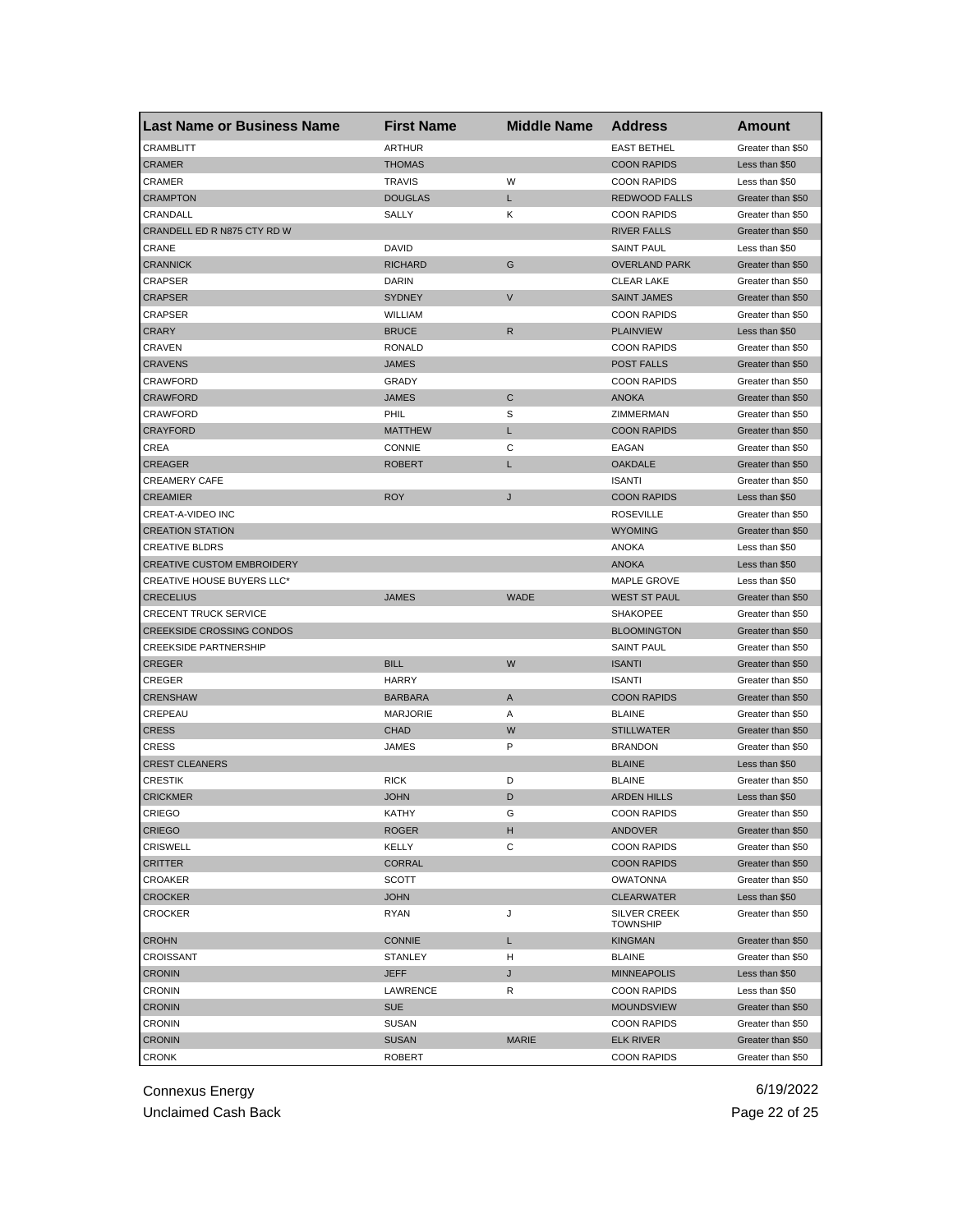| Last Name or Business Name | First Name | Middle Name | Address | Amount |
|---|---|---|---|---|
| CRAMBLITT | ARTHUR | | EAST BETHEL | Greater than $50 |
| CRAMER | THOMAS | | COON RAPIDS | Less than $50 |
| CRAMER | TRAVIS | W | COON RAPIDS | Less than $50 |
| CRAMPTON | DOUGLAS | L | REDWOOD FALLS | Greater than $50 |
| CRANDALL | SALLY | K | COON RAPIDS | Greater than $50 |
| CRANDELL ED R N875 CTY RD W | | | RIVER FALLS | Greater than $50 |
| CRANE | DAVID | | SAINT PAUL | Less than $50 |
| CRANNICK | RICHARD | G | OVERLAND PARK | Greater than $50 |
| CRAPSER | DARIN | | CLEAR LAKE | Greater than $50 |
| CRAPSER | SYDNEY | V | SAINT JAMES | Greater than $50 |
| CRAPSER | WILLIAM | | COON RAPIDS | Greater than $50 |
| CRARY | BRUCE | R | PLAINVIEW | Less than $50 |
| CRAVEN | RONALD | | COON RAPIDS | Greater than $50 |
| CRAVENS | JAMES | | POST FALLS | Greater than $50 |
| CRAWFORD | GRADY | | COON RAPIDS | Greater than $50 |
| CRAWFORD | JAMES | C | ANOKA | Greater than $50 |
| CRAWFORD | PHIL | S | ZIMMERMAN | Greater than $50 |
| CRAYFORD | MATTHEW | L | COON RAPIDS | Greater than $50 |
| CREA | CONNIE | C | EAGAN | Greater than $50 |
| CREAGER | ROBERT | L | OAKDALE | Greater than $50 |
| CREAMERY CAFE | | | ISANTI | Greater than $50 |
| CREAMIER | ROY | J | COON RAPIDS | Less than $50 |
| CREAT-A-VIDEO INC | | | ROSEVILLE | Greater than $50 |
| CREATION STATION | | | WYOMING | Greater than $50 |
| CREATIVE BLDRS | | | ANOKA | Less than $50 |
| CREATIVE CUSTOM EMBROIDERY | | | ANOKA | Less than $50 |
| CREATIVE HOUSE BUYERS LLC* | | | MAPLE GROVE | Less than $50 |
| CRECELIUS | JAMES | WADE | WEST ST PAUL | Greater than $50 |
| CRECENT TRUCK SERVICE | | | SHAKOPEE | Greater than $50 |
| CREEKSIDE CROSSING CONDOS | | | BLOOMINGTON | Greater than $50 |
| CREEKSIDE PARTNERSHIP | | | SAINT PAUL | Greater than $50 |
| CREGER | BILL | W | ISANTI | Greater than $50 |
| CREGER | HARRY | | ISANTI | Greater than $50 |
| CRENSHAW | BARBARA | A | COON RAPIDS | Greater than $50 |
| CREPEAU | MARJORIE | A | BLAINE | Greater than $50 |
| CRESS | CHAD | W | STILLWATER | Greater than $50 |
| CRESS | JAMES | P | BRANDON | Greater than $50 |
| CREST CLEANERS | | | BLAINE | Less than $50 |
| CRESTIK | RICK | D | BLAINE | Greater than $50 |
| CRICKMER | JOHN | D | ARDEN HILLS | Less than $50 |
| CRIEGO | KATHY | G | COON RAPIDS | Greater than $50 |
| CRIEGO | ROGER | H | ANDOVER | Greater than $50 |
| CRISWELL | KELLY | C | COON RAPIDS | Greater than $50 |
| CRITTER | CORRAL | | COON RAPIDS | Greater than $50 |
| CROAKER | SCOTT | | OWATONNA | Greater than $50 |
| CROCKER | JOHN | | CLEARWATER | Less than $50 |
| CROCKER | RYAN | J | SILVER CREEK TOWNSHIP | Greater than $50 |
| CROHN | CONNIE | L | KINGMAN | Greater than $50 |
| CROISSANT | STANLEY | H | BLAINE | Greater than $50 |
| CRONIN | JEFF | J | MINNEAPOLIS | Less than $50 |
| CRONIN | LAWRENCE | R | COON RAPIDS | Less than $50 |
| CRONIN | SUE | | MOUNDSVIEW | Greater than $50 |
| CRONIN | SUSAN | | COON RAPIDS | Greater than $50 |
| CRONIN | SUSAN | MARIE | ELK RIVER | Greater than $50 |
| CRONK | ROBERT | | COON RAPIDS | Greater than $50 |

Connexus Energy
Unclaimed Cash Back

6/19/2022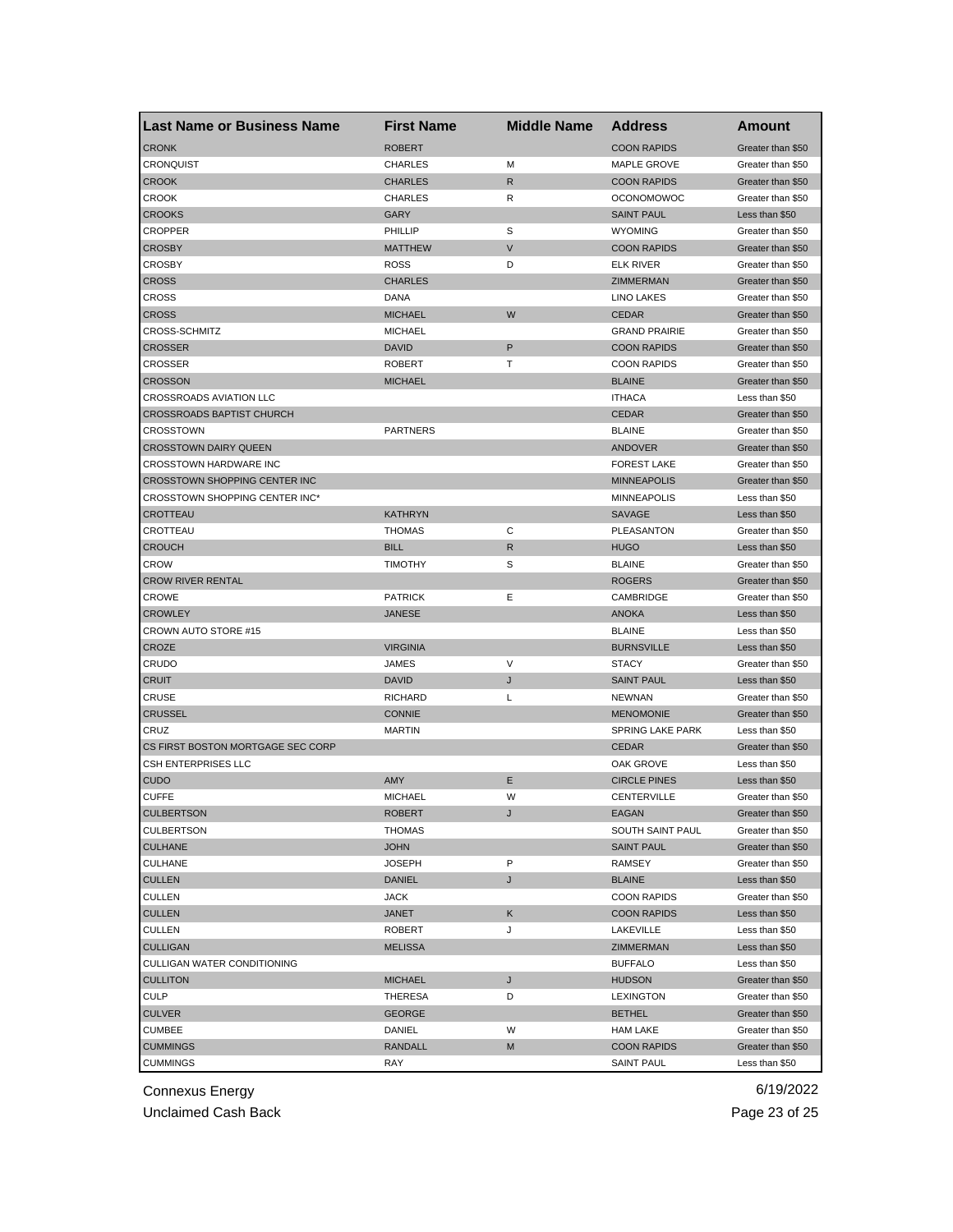| Last Name or Business Name | First Name | Middle Name | Address | Amount |
| --- | --- | --- | --- | --- |
| CRONK | ROBERT | | COON RAPIDS | Greater than $50 |
| CRONQUIST | CHARLES | M | MAPLE GROVE | Greater than $50 |
| CROOK | CHARLES | R | COON RAPIDS | Greater than $50 |
| CROOK | CHARLES | R | OCONOMOWOC | Greater than $50 |
| CROOKS | GARY | | SAINT PAUL | Less than $50 |
| CROPPER | PHILLIP | S | WYOMING | Greater than $50 |
| CROSBY | MATTHEW | V | COON RAPIDS | Greater than $50 |
| CROSBY | ROSS | D | ELK RIVER | Greater than $50 |
| CROSS | CHARLES | | ZIMMERMAN | Greater than $50 |
| CROSS | DANA | | LINO LAKES | Greater than $50 |
| CROSS | MICHAEL | W | CEDAR | Greater than $50 |
| CROSS-SCHMITZ | MICHAEL | | GRAND PRAIRIE | Greater than $50 |
| CROSSER | DAVID | P | COON RAPIDS | Greater than $50 |
| CROSSER | ROBERT | T | COON RAPIDS | Greater than $50 |
| CROSSON | MICHAEL | | BLAINE | Greater than $50 |
| CROSSROADS AVIATION LLC | | | ITHACA | Less than $50 |
| CROSSROADS BAPTIST CHURCH | | | CEDAR | Greater than $50 |
| CROSSTOWN | PARTNERS | | BLAINE | Greater than $50 |
| CROSSTOWN DAIRY QUEEN | | | ANDOVER | Greater than $50 |
| CROSSTOWN HARDWARE INC | | | FOREST LAKE | Greater than $50 |
| CROSSTOWN SHOPPING CENTER INC | | | MINNEAPOLIS | Greater than $50 |
| CROSSTOWN SHOPPING CENTER INC* | | | MINNEAPOLIS | Less than $50 |
| CROTTEAU | KATHRYN | | SAVAGE | Less than $50 |
| CROTTEAU | THOMAS | C | PLEASANTON | Greater than $50 |
| CROUCH | BILL | R | HUGO | Less than $50 |
| CROW | TIMOTHY | S | BLAINE | Greater than $50 |
| CROW RIVER RENTAL | | | ROGERS | Greater than $50 |
| CROWE | PATRICK | E | CAMBRIDGE | Greater than $50 |
| CROWLEY | JANESE | | ANOKA | Less than $50 |
| CROWN AUTO STORE #15 | | | BLAINE | Less than $50 |
| CROZE | VIRGINIA | | BURNSVILLE | Less than $50 |
| CRUDO | JAMES | V | STACY | Greater than $50 |
| CRUIT | DAVID | J | SAINT PAUL | Less than $50 |
| CRUSE | RICHARD | L | NEWNAN | Greater than $50 |
| CRUSSEL | CONNIE | | MENOMONIE | Greater than $50 |
| CRUZ | MARTIN | | SPRING LAKE PARK | Less than $50 |
| CS FIRST BOSTON MORTGAGE SEC CORP | | | CEDAR | Greater than $50 |
| CSH ENTERPRISES LLC | | | OAK GROVE | Less than $50 |
| CUDO | AMY | E | CIRCLE PINES | Less than $50 |
| CUFFE | MICHAEL | W | CENTERVILLE | Greater than $50 |
| CULBERTSON | ROBERT | J | EAGAN | Greater than $50 |
| CULBERTSON | THOMAS | | SOUTH SAINT PAUL | Greater than $50 |
| CULHANE | JOHN | | SAINT PAUL | Greater than $50 |
| CULHANE | JOSEPH | P | RAMSEY | Greater than $50 |
| CULLEN | DANIEL | J | BLAINE | Less than $50 |
| CULLEN | JACK | | COON RAPIDS | Greater than $50 |
| CULLEN | JANET | K | COON RAPIDS | Less than $50 |
| CULLEN | ROBERT | J | LAKEVILLE | Less than $50 |
| CULLIGAN | MELISSA | | ZIMMERMAN | Less than $50 |
| CULLIGAN WATER CONDITIONING | | | BUFFALO | Less than $50 |
| CULLITON | MICHAEL | J | HUDSON | Greater than $50 |
| CULP | THERESA | D | LEXINGTON | Greater than $50 |
| CULVER | GEORGE | | BETHEL | Greater than $50 |
| CUMBEE | DANIEL | W | HAM LAKE | Greater than $50 |
| CUMMINGS | RANDALL | M | COON RAPIDS | Greater than $50 |
| CUMMINGS | RAY | | SAINT PAUL | Less than $50 |

Connexus Energy
Unclaimed Cash Back

6/19/2022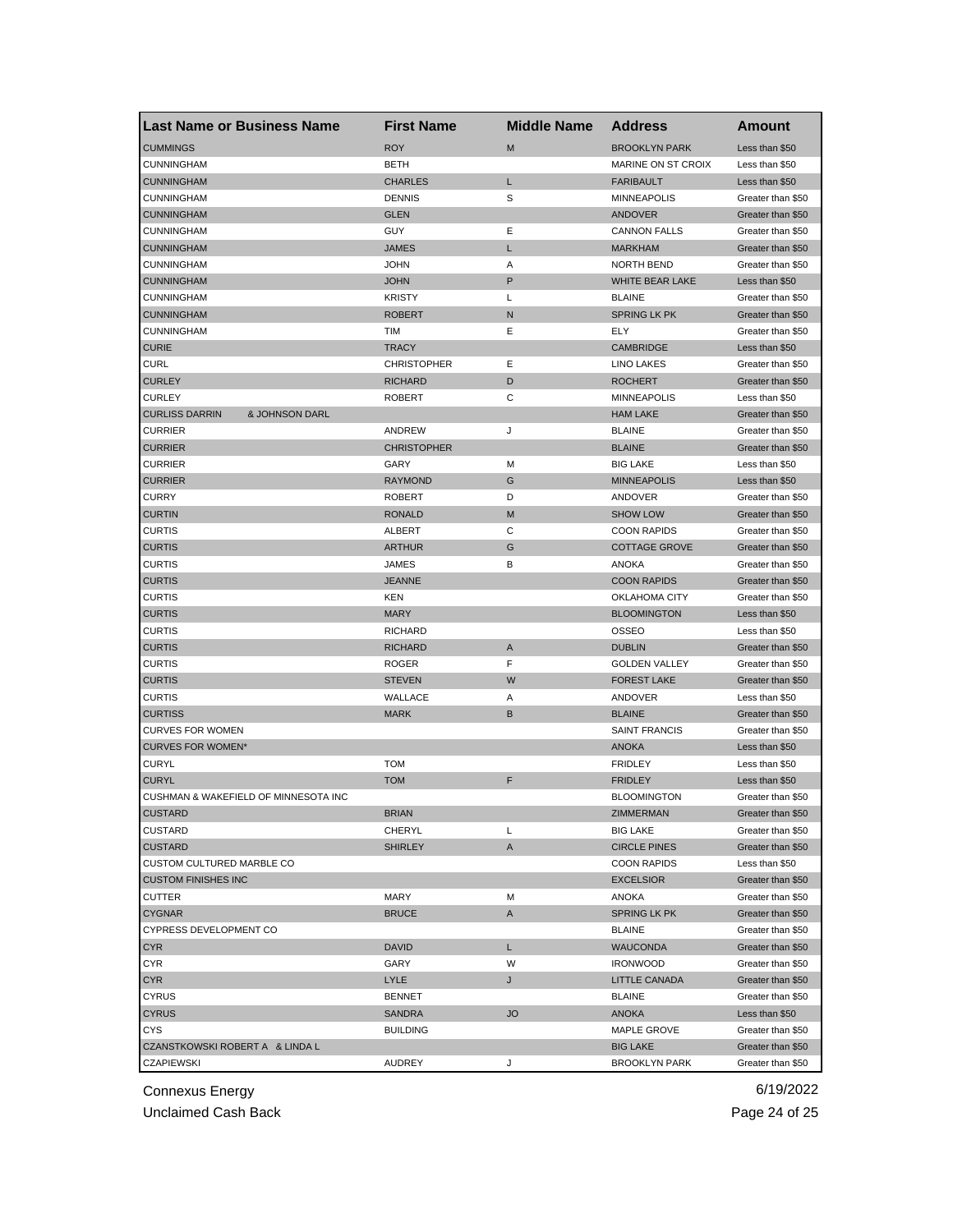| Last Name or Business Name | First Name | Middle Name | Address | Amount |
|---|---|---|---|---|
| CUMMINGS | ROY | M | BROOKLYN PARK | Less than $50 |
| CUNNINGHAM | BETH | | MARINE ON ST CROIX | Less than $50 |
| CUNNINGHAM | CHARLES | L | FARIBAULT | Less than $50 |
| CUNNINGHAM | DENNIS | S | MINNEAPOLIS | Greater than $50 |
| CUNNINGHAM | GLEN | | ANDOVER | Greater than $50 |
| CUNNINGHAM | GUY | E | CANNON FALLS | Greater than $50 |
| CUNNINGHAM | JAMES | L | MARKHAM | Greater than $50 |
| CUNNINGHAM | JOHN | A | NORTH BEND | Greater than $50 |
| CUNNINGHAM | JOHN | P | WHITE BEAR LAKE | Less than $50 |
| CUNNINGHAM | KRISTY | L | BLAINE | Greater than $50 |
| CUNNINGHAM | ROBERT | N | SPRING LK PK | Greater than $50 |
| CUNNINGHAM | TIM | E | ELY | Greater than $50 |
| CURIE | TRACY | | CAMBRIDGE | Less than $50 |
| CURL | CHRISTOPHER | E | LINO LAKES | Greater than $50 |
| CURLEY | RICHARD | D | ROCHERT | Greater than $50 |
| CURLEY | ROBERT | C | MINNEAPOLIS | Less than $50 |
| CURLISS DARRIN & JOHNSON DARL | | | HAM LAKE | Greater than $50 |
| CURRIER | ANDREW | J | BLAINE | Greater than $50 |
| CURRIER | CHRISTOPHER | | BLAINE | Greater than $50 |
| CURRIER | GARY | M | BIG LAKE | Less than $50 |
| CURRIER | RAYMOND | G | MINNEAPOLIS | Less than $50 |
| CURRY | ROBERT | D | ANDOVER | Greater than $50 |
| CURTIN | RONALD | M | SHOW LOW | Greater than $50 |
| CURTIS | ALBERT | C | COON RAPIDS | Greater than $50 |
| CURTIS | ARTHUR | G | COTTAGE GROVE | Greater than $50 |
| CURTIS | JAMES | B | ANOKA | Greater than $50 |
| CURTIS | JEANNE | | COON RAPIDS | Greater than $50 |
| CURTIS | KEN | | OKLAHOMA CITY | Greater than $50 |
| CURTIS | MARY | | BLOOMINGTON | Less than $50 |
| CURTIS | RICHARD | | OSSEO | Less than $50 |
| CURTIS | RICHARD | A | DUBLIN | Greater than $50 |
| CURTIS | ROGER | F | GOLDEN VALLEY | Greater than $50 |
| CURTIS | STEVEN | W | FOREST LAKE | Greater than $50 |
| CURTIS | WALLACE | A | ANDOVER | Less than $50 |
| CURTISS | MARK | B | BLAINE | Greater than $50 |
| CURVES FOR WOMEN | | | SAINT FRANCIS | Greater than $50 |
| CURVES FOR WOMEN* | | | ANOKA | Less than $50 |
| CURYL | TOM | | FRIDLEY | Less than $50 |
| CURYL | TOM | F | FRIDLEY | Less than $50 |
| CUSHMAN & WAKEFIELD OF MINNESOTA INC | | | BLOOMINGTON | Greater than $50 |
| CUSTARD | BRIAN | | ZIMMERMAN | Greater than $50 |
| CUSTARD | CHERYL | L | BIG LAKE | Greater than $50 |
| CUSTARD | SHIRLEY | A | CIRCLE PINES | Greater than $50 |
| CUSTOM CULTURED MARBLE CO | | | COON RAPIDS | Less than $50 |
| CUSTOM FINISHES INC | | | EXCELSIOR | Greater than $50 |
| CUTTER | MARY | M | ANOKA | Greater than $50 |
| CYGNAR | BRUCE | A | SPRING LK PK | Greater than $50 |
| CYPRESS DEVELOPMENT CO | | | BLAINE | Greater than $50 |
| CYR | DAVID | L | WAUCONDA | Greater than $50 |
| CYR | GARY | W | IRONWOOD | Greater than $50 |
| CYR | LYLE | J | LITTLE CANADA | Greater than $50 |
| CYRUS | BENNET | | BLAINE | Greater than $50 |
| CYRUS | SANDRA | JO | ANOKA | Less than $50 |
| CYS | BUILDING | | MAPLE GROVE | Greater than $50 |
| CZANSTKOWSKI ROBERT A & LINDA L | | | BIG LAKE | Greater than $50 |
| CZAPIEWSKI | AUDREY | J | BROOKLYN PARK | Greater than $50 |

Connexus Energy
Unclaimed Cash Back
6/19/2022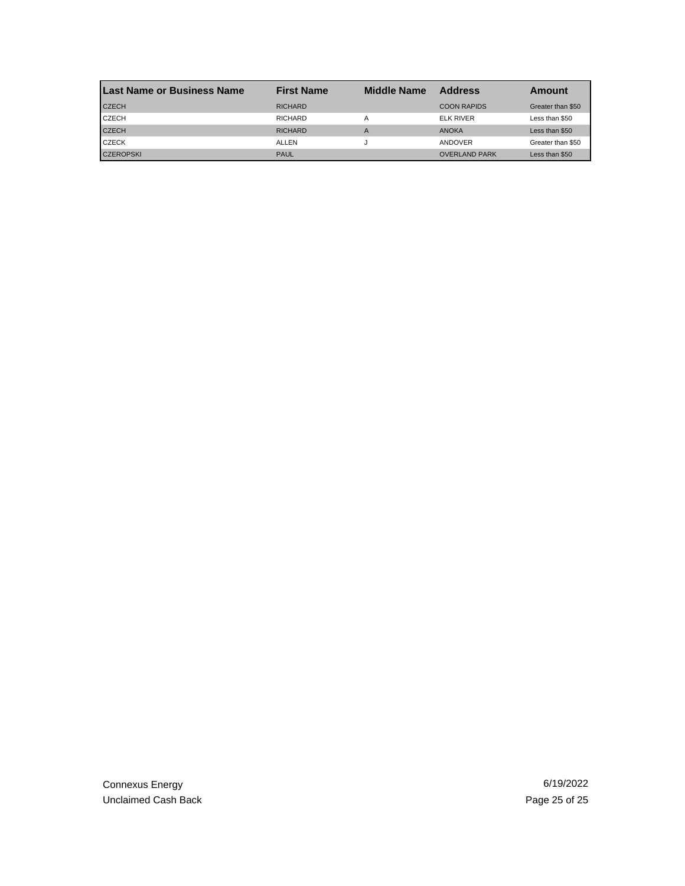| Last Name or Business Name | First Name | Middle Name | Address | Amount |
| --- | --- | --- | --- | --- |
| CZECH | RICHARD | | COON RAPIDS | Greater than $50 |
| CZECH | RICHARD | A | ELK RIVER | Less than $50 |
| CZECH | RICHARD | A | ANOKA | Less than $50 |
| CZECK | ALLEN | J | ANDOVER | Greater than $50 |
| CZEROPSKI | PAUL | | OVERLAND PARK | Less than $50 |